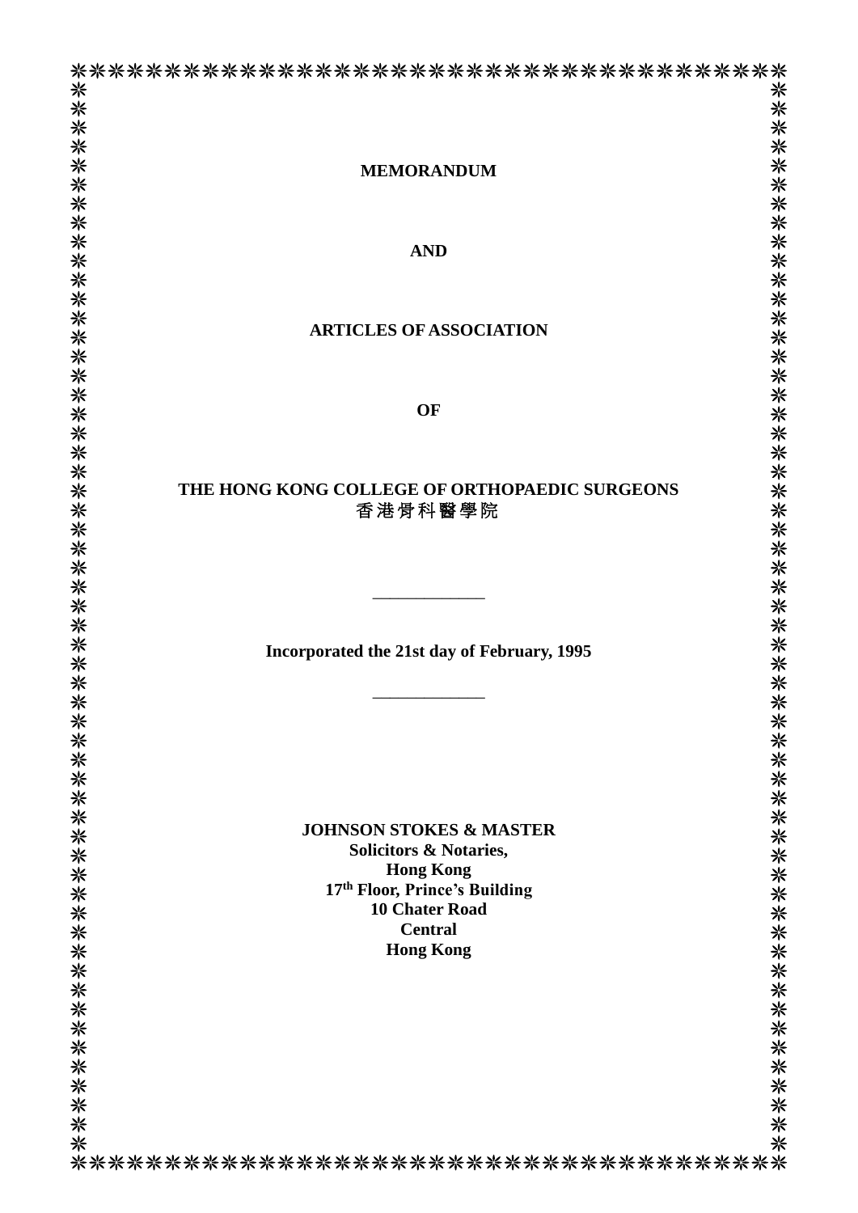**MEMORANDUM**

**AND**

**ARTICLES OF ASSOCIATION**

**OF**

**THE HONG KONG COLLEGE OF ORTHOPAEDIC SURGEONS**
香港骨科醫學院

---

**Incorporated the 21st day of February, 1995**

---

**JOHNSON STOKES & MASTER**
**Solicitors & Notaries,**
**Hong Kong**
**17th Floor, Prince's Building**
**10 Chater Road**
**Central**
**Hong Kong**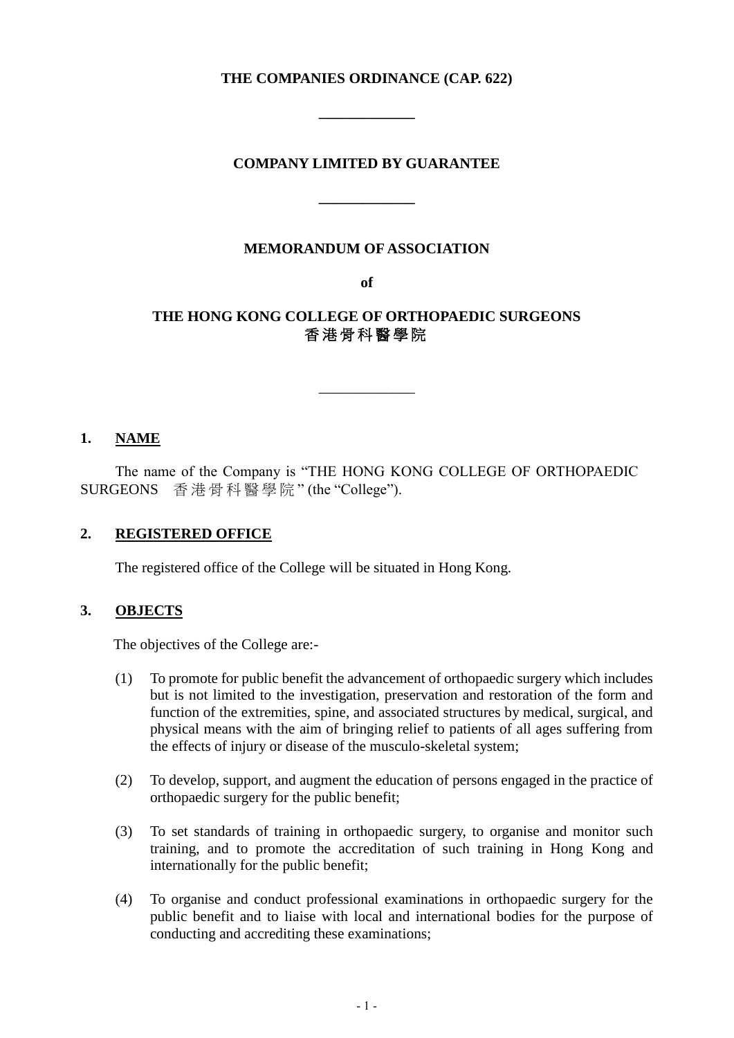**THE COMPANIES ORDINANCE (CAP. 622)**

---

**COMPANY LIMITED BY GUARANTEE**

---

**MEMORANDUM OF ASSOCIATION**

**of**

**THE HONG KONG COLLEGE OF ORTHOPAEDIC SURGEONS**
**香港骨科醫學院**

---

## 1. NAME

The name of the Company is "THE HONG KONG COLLEGE OF ORTHOPAEDIC SURGEONS 香港骨科醫學院" (the "College").

## 2. REGISTERED OFFICE

The registered office of the College will be situated in Hong Kong.

## 3. OBJECTS

The objectives of the College are:-

(1) To promote for public benefit the advancement of orthopaedic surgery which includes but is not limited to the investigation, preservation and restoration of the form and function of the extremities, spine, and associated structures by medical, surgical, and physical means with the aim of bringing relief to patients of all ages suffering from the effects of injury or disease of the musculo-skeletal system;

(2) To develop, support, and augment the education of persons engaged in the practice of orthopaedic surgery for the public benefit;

(3) To set standards of training in orthopaedic surgery, to organise and monitor such training, and to promote the accreditation of such training in Hong Kong and internationally for the public benefit;

(4) To organise and conduct professional examinations in orthopaedic surgery for the public benefit and to liaise with local and international bodies for the purpose of conducting and accrediting these examinations;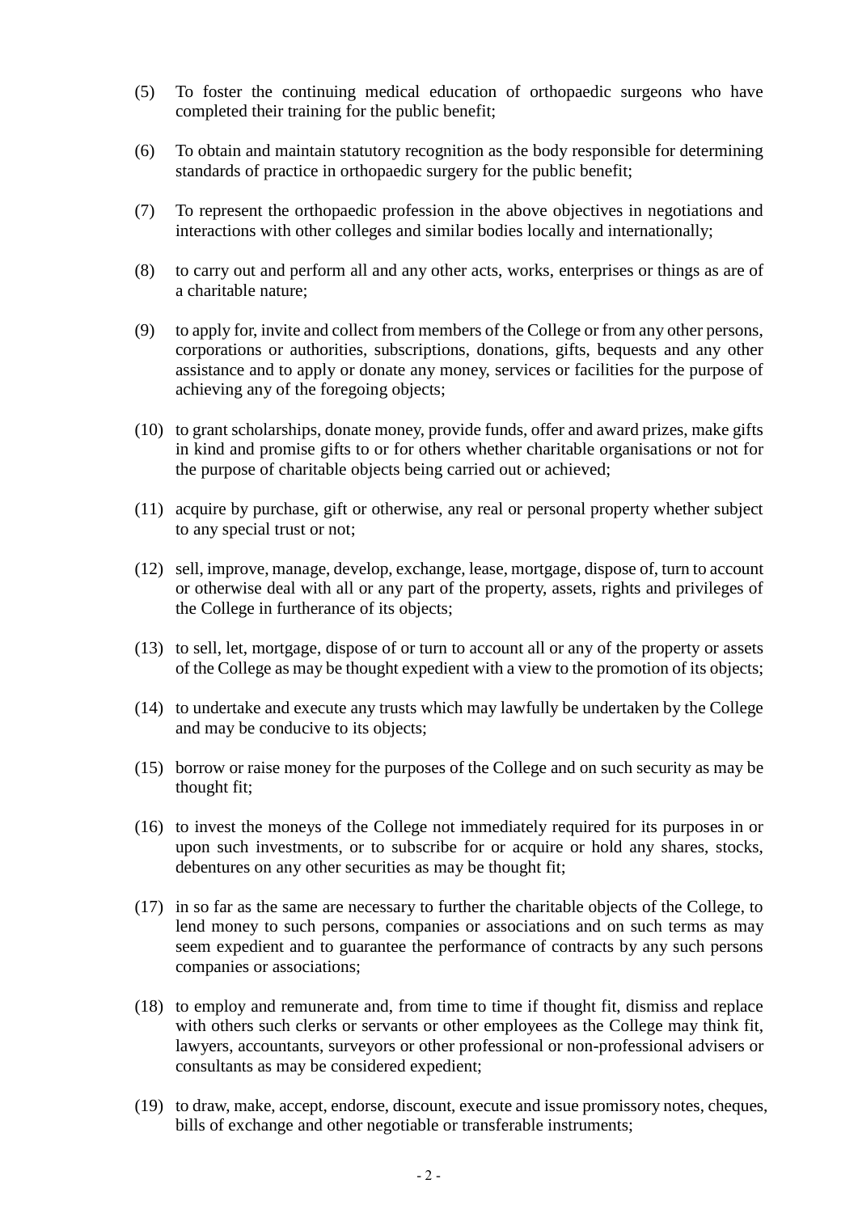(5) To foster the continuing medical education of orthopaedic surgeons who have completed their training for the public benefit;

(6) To obtain and maintain statutory recognition as the body responsible for determining standards of practice in orthopaedic surgery for the public benefit;

(7) To represent the orthopaedic profession in the above objectives in negotiations and interactions with other colleges and similar bodies locally and internationally;

(8) to carry out and perform all and any other acts, works, enterprises or things as are of a charitable nature;

(9) to apply for, invite and collect from members of the College or from any other persons, corporations or authorities, subscriptions, donations, gifts, bequests and any other assistance and to apply or donate any money, services or facilities for the purpose of achieving any of the foregoing objects;

(10) to grant scholarships, donate money, provide funds, offer and award prizes, make gifts in kind and promise gifts to or for others whether charitable organisations or not for the purpose of charitable objects being carried out or achieved;

(11) acquire by purchase, gift or otherwise, any real or personal property whether subject to any special trust or not;

(12) sell, improve, manage, develop, exchange, lease, mortgage, dispose of, turn to account or otherwise deal with all or any part of the property, assets, rights and privileges of the College in furtherance of its objects;

(13) to sell, let, mortgage, dispose of or turn to account all or any of the property or assets of the College as may be thought expedient with a view to the promotion of its objects;

(14) to undertake and execute any trusts which may lawfully be undertaken by the College and may be conducive to its objects;

(15) borrow or raise money for the purposes of the College and on such security as may be thought fit;

(16) to invest the moneys of the College not immediately required for its purposes in or upon such investments, or to subscribe for or acquire or hold any shares, stocks, debentures on any other securities as may be thought fit;

(17) in so far as the same are necessary to further the charitable objects of the College, to lend money to such persons, companies or associations and on such terms as may seem expedient and to guarantee the performance of contracts by any such persons companies or associations;

(18) to employ and remunerate and, from time to time if thought fit, dismiss and replace with others such clerks or servants or other employees as the College may think fit, lawyers, accountants, surveyors or other professional or non-professional advisers or consultants as may be considered expedient;

(19) to draw, make, accept, endorse, discount, execute and issue promissory notes, cheques, bills of exchange and other negotiable or transferable instruments;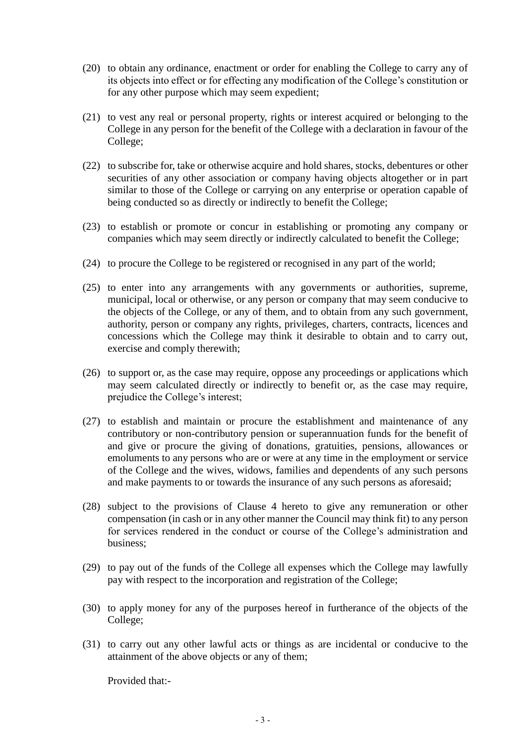(20) to obtain any ordinance, enactment or order for enabling the College to carry any of its objects into effect or for effecting any modification of the College's constitution or for any other purpose which may seem expedient;

(21) to vest any real or personal property, rights or interest acquired or belonging to the College in any person for the benefit of the College with a declaration in favour of the College;

(22) to subscribe for, take or otherwise acquire and hold shares, stocks, debentures or other securities of any other association or company having objects altogether or in part similar to those of the College or carrying on any enterprise or operation capable of being conducted so as directly or indirectly to benefit the College;

(23) to establish or promote or concur in establishing or promoting any company or companies which may seem directly or indirectly calculated to benefit the College;

(24) to procure the College to be registered or recognised in any part of the world;

(25) to enter into any arrangements with any governments or authorities, supreme, municipal, local or otherwise, or any person or company that may seem conducive to the objects of the College, or any of them, and to obtain from any such government, authority, person or company any rights, privileges, charters, contracts, licences and concessions which the College may think it desirable to obtain and to carry out, exercise and comply therewith;

(26) to support or, as the case may require, oppose any proceedings or applications which may seem calculated directly or indirectly to benefit or, as the case may require, prejudice the College's interest;

(27) to establish and maintain or procure the establishment and maintenance of any contributory or non-contributory pension or superannuation funds for the benefit of and give or procure the giving of donations, gratuities, pensions, allowances or emoluments to any persons who are or were at any time in the employment or service of the College and the wives, widows, families and dependents of any such persons and make payments to or towards the insurance of any such persons as aforesaid;

(28) subject to the provisions of Clause 4 hereto to give any remuneration or other compensation (in cash or in any other manner the Council may think fit) to any person for services rendered in the conduct or course of the College's administration and business;

(29) to pay out of the funds of the College all expenses which the College may lawfully pay with respect to the incorporation and registration of the College;

(30) to apply money for any of the purposes hereof in furtherance of the objects of the College;

(31) to carry out any other lawful acts or things as are incidental or conducive to the attainment of the above objects or any of them;

Provided that:-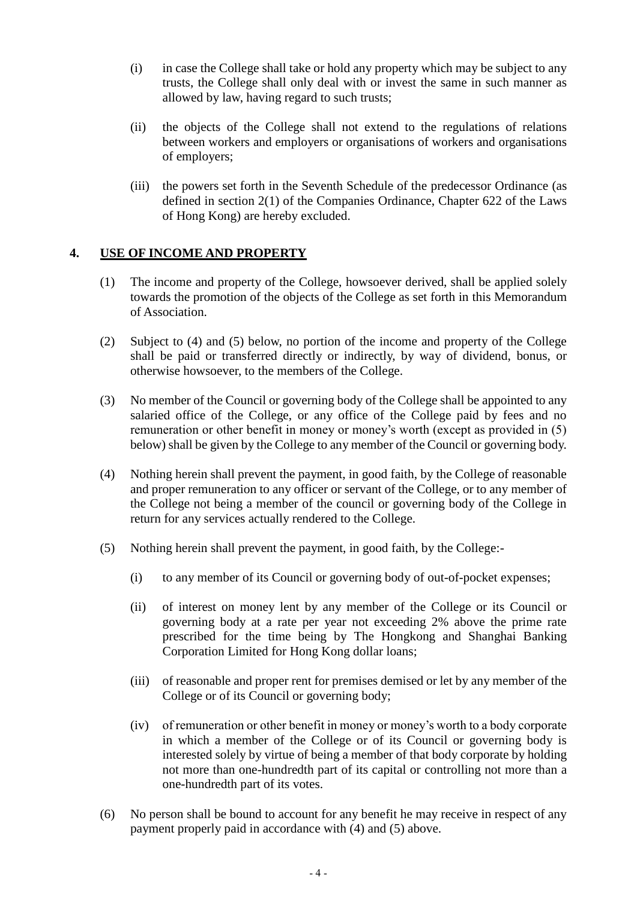(i) in case the College shall take or hold any property which may be subject to any trusts, the College shall only deal with or invest the same in such manner as allowed by law, having regard to such trusts;

(ii) the objects of the College shall not extend to the regulations of relations between workers and employers or organisations of workers and organisations of employers;

(iii) the powers set forth in the Seventh Schedule of the predecessor Ordinance (as defined in section 2(1) of the Companies Ordinance, Chapter 622 of the Laws of Hong Kong) are hereby excluded.

## 4. USE OF INCOME AND PROPERTY

(1) The income and property of the College, howsoever derived, shall be applied solely towards the promotion of the objects of the College as set forth in this Memorandum of Association.

(2) Subject to (4) and (5) below, no portion of the income and property of the College shall be paid or transferred directly or indirectly, by way of dividend, bonus, or otherwise howsoever, to the members of the College.

(3) No member of the Council or governing body of the College shall be appointed to any salaried office of the College, or any office of the College paid by fees and no remuneration or other benefit in money or money's worth (except as provided in (5) below) shall be given by the College to any member of the Council or governing body.

(4) Nothing herein shall prevent the payment, in good faith, by the College of reasonable and proper remuneration to any officer or servant of the College, or to any member of the College not being a member of the council or governing body of the College in return for any services actually rendered to the College.

(5) Nothing herein shall prevent the payment, in good faith, by the College:-

(i) to any member of its Council or governing body of out-of-pocket expenses;

(ii) of interest on money lent by any member of the College or its Council or governing body at a rate per year not exceeding 2% above the prime rate prescribed for the time being by The Hongkong and Shanghai Banking Corporation Limited for Hong Kong dollar loans;

(iii) of reasonable and proper rent for premises demised or let by any member of the College or of its Council or governing body;

(iv) of remuneration or other benefit in money or money's worth to a body corporate in which a member of the College or of its Council or governing body is interested solely by virtue of being a member of that body corporate by holding not more than one-hundredth part of its capital or controlling not more than a one-hundredth part of its votes.

(6) No person shall be bound to account for any benefit he may receive in respect of any payment properly paid in accordance with (4) and (5) above.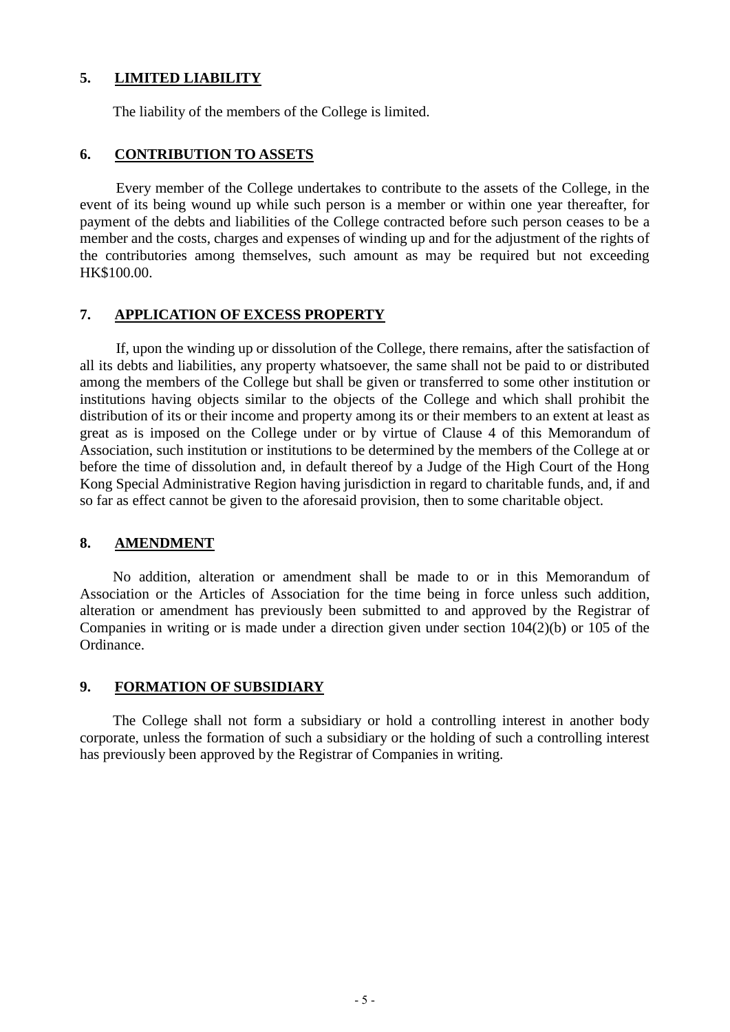## 5. LIMITED LIABILITY

The liability of the members of the College is limited.

## 6. CONTRIBUTION TO ASSETS

Every member of the College undertakes to contribute to the assets of the College, in the event of its being wound up while such person is a member or within one year thereafter, for payment of the debts and liabilities of the College contracted before such person ceases to be a member and the costs, charges and expenses of winding up and for the adjustment of the rights of the contributories among themselves, such amount as may be required but not exceeding HK$100.00.

## 7. APPLICATION OF EXCESS PROPERTY

If, upon the winding up or dissolution of the College, there remains, after the satisfaction of all its debts and liabilities, any property whatsoever, the same shall not be paid to or distributed among the members of the College but shall be given or transferred to some other institution or institutions having objects similar to the objects of the College and which shall prohibit the distribution of its or their income and property among its or their members to an extent at least as great as is imposed on the College under or by virtue of Clause 4 of this Memorandum of Association, such institution or institutions to be determined by the members of the College at or before the time of dissolution and, in default thereof by a Judge of the High Court of the Hong Kong Special Administrative Region having jurisdiction in regard to charitable funds, and, if and so far as effect cannot be given to the aforesaid provision, then to some charitable object.

## 8. AMENDMENT

No addition, alteration or amendment shall be made to or in this Memorandum of Association or the Articles of Association for the time being in force unless such addition, alteration or amendment has previously been submitted to and approved by the Registrar of Companies in writing or is made under a direction given under section 104(2)(b) or 105 of the Ordinance.

## 9. FORMATION OF SUBSIDIARY

The College shall not form a subsidiary or hold a controlling interest in another body corporate, unless the formation of such a subsidiary or the holding of such a controlling interest has previously been approved by the Registrar of Companies in writing.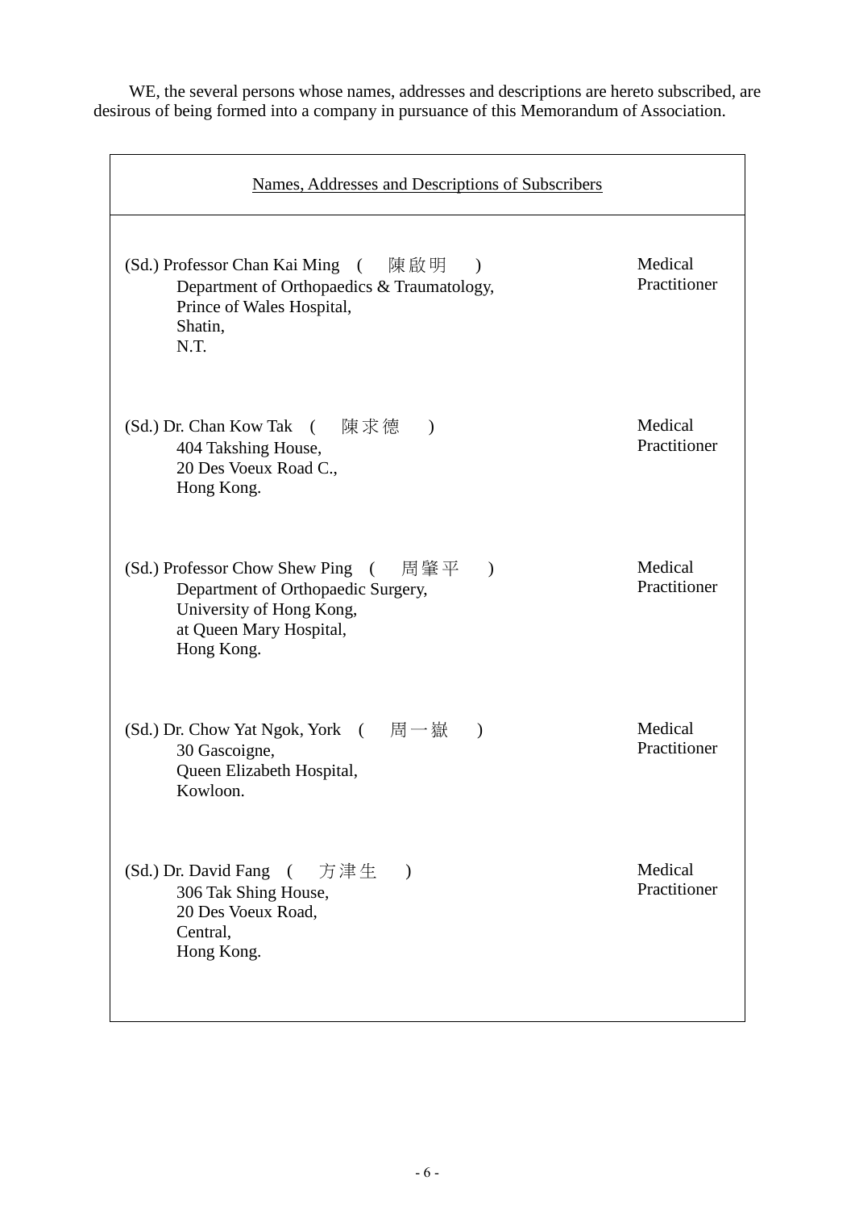WE, the several persons whose names, addresses and descriptions are hereto subscribed, are desirous of being formed into a company in pursuance of this Memorandum of Association.

| Names, Addresses and Descriptions of Subscribers | |
|---|---|
| (Sd.) Professor Chan Kai Ming ( 陳啟明 )<br>Department of Orthopaedics & Traumatology,<br>Prince of Wales Hospital,<br>Shatin,<br>N.T. | Medical Practitioner |
| (Sd.) Dr. Chan Kow Tak ( 陳求德 )<br>404 Takshing House,<br>20 Des Voeux Road C.,<br>Hong Kong. | Medical Practitioner |
| (Sd.) Professor Chow Shew Ping ( 周肇平 )<br>Department of Orthopaedic Surgery,<br>University of Hong Kong,<br>at Queen Mary Hospital,<br>Hong Kong. | Medical Practitioner |
| (Sd.) Dr. Chow Yat Ngok, York ( 周一嶽 )<br>30 Gascoigne,<br>Queen Elizabeth Hospital,<br>Kowloon. | Medical Practitioner |
| (Sd.) Dr. David Fang ( 方津生 )<br>306 Tak Shing House,<br>20 Des Voeux Road,<br>Central,<br>Hong Kong. | Medical Practitioner |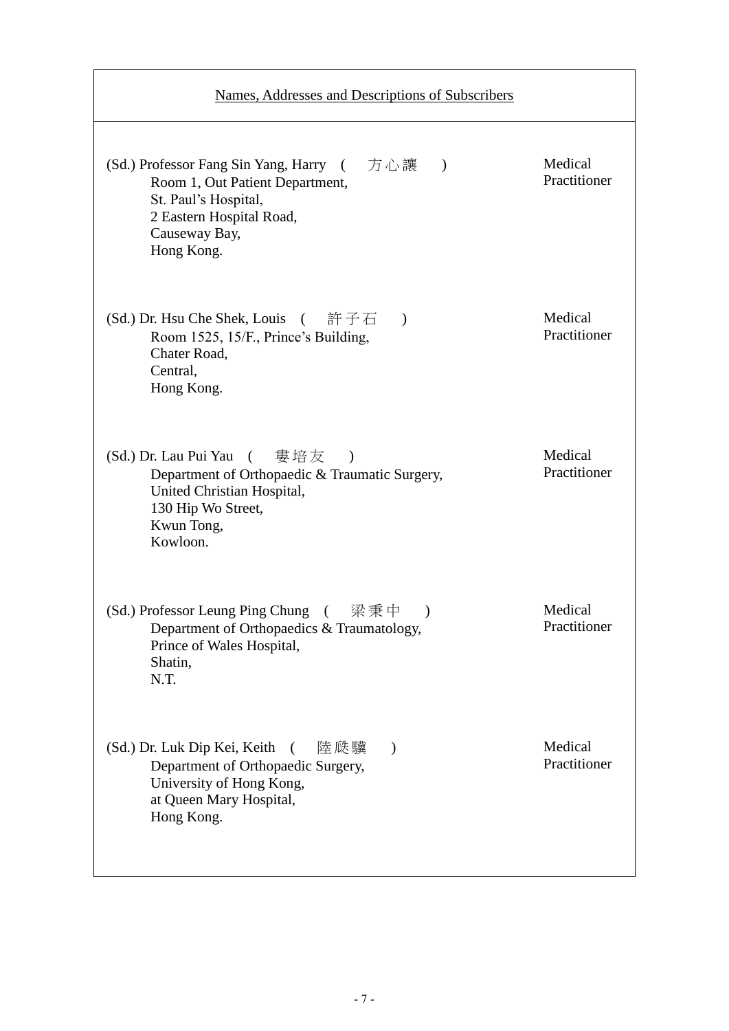| Names, Addresses and Descriptions of Subscribers | |
|---|---|
| (Sd.) Professor Fang Sin Yang, Harry ( 方心讓 )<br>Room 1, Out Patient Department,<br>St. Paul's Hospital,<br>2 Eastern Hospital Road,<br>Causeway Bay,<br>Hong Kong. | Medical Practitioner |
| (Sd.) Dr. Hsu Che Shek, Louis ( 許子石 )<br>Room 1525, 15/F., Prince's Building,<br>Chater Road,<br>Central,<br>Hong Kong. | Medical Practitioner |
| (Sd.) Dr. Lau Pui Yau ( 婁培友 )<br>Department of Orthopaedic & Traumatic Surgery,<br>United Christian Hospital,<br>130 Hip Wo Street,<br>Kwun Tong,<br>Kowloon. | Medical Practitioner |
| (Sd.) Professor Leung Ping Chung ( 梁秉中 )<br>Department of Orthopaedics & Traumatology,<br>Prince of Wales Hospital,<br>Shatin,<br>N.T. | Medical Practitioner |
| (Sd.) Dr. Luk Dip Kei, Keith ( 陸瓞驥 )<br>Department of Orthopaedic Surgery,<br>University of Hong Kong,<br>at Queen Mary Hospital,<br>Hong Kong. | Medical Practitioner |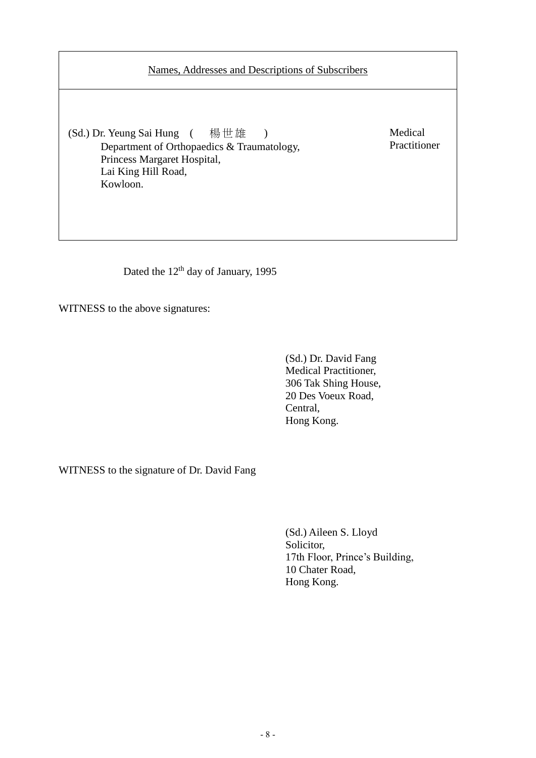| Names, Addresses and Descriptions of Subscribers | |
|---|---|
| (Sd.) Dr. Yeung Sai Hung ( 楊世雄 )<br>Department of Orthopaedics & Traumatology,<br>Princess Margaret Hospital,<br>Lai King Hill Road,<br>Kowloon. | Medical Practitioner |

Dated the 12th day of January, 1995

WITNESS to the above signatures:

(Sd.) Dr. David Fang
Medical Practitioner,
306 Tak Shing House,
20 Des Voeux Road,
Central,
Hong Kong.

WITNESS to the signature of Dr. David Fang

(Sd.) Aileen S. Lloyd
Solicitor,
17th Floor, Prince's Building,
10 Chater Road,
Hong Kong.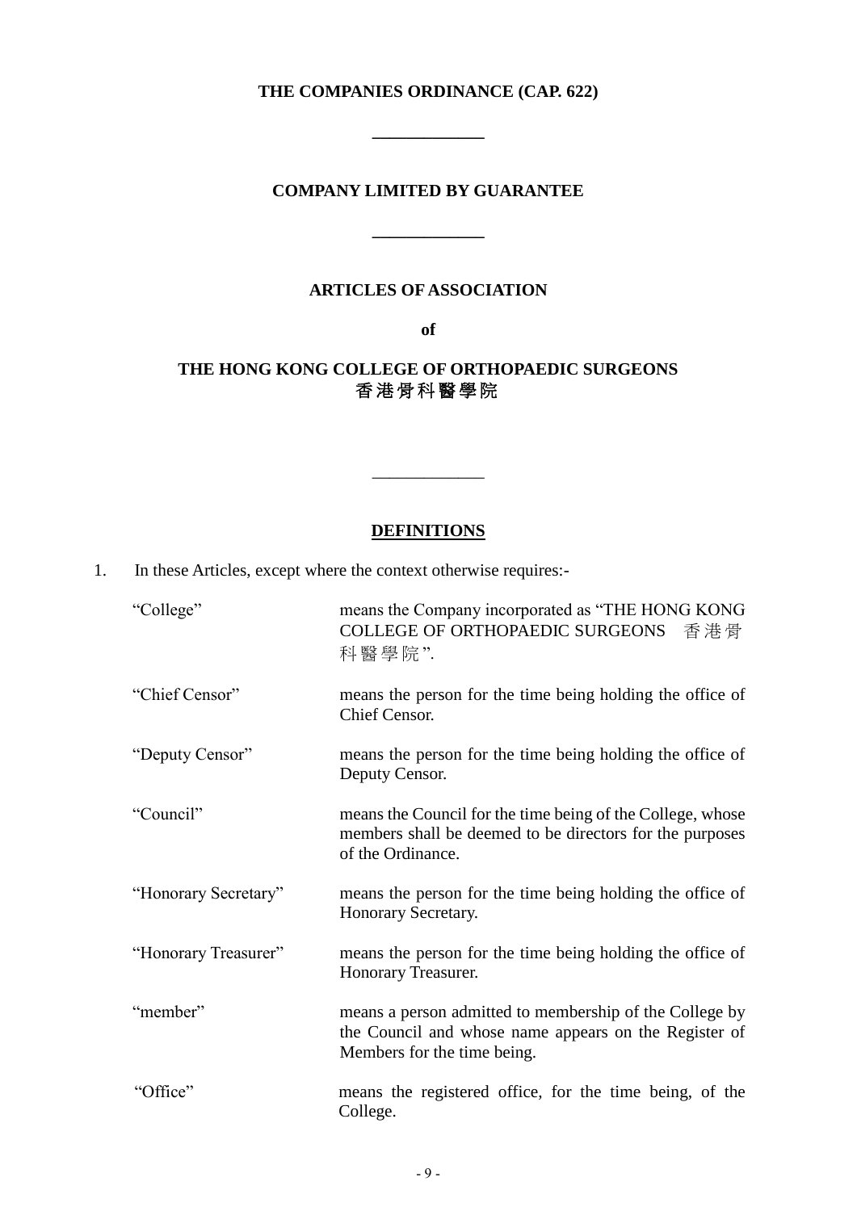**THE COMPANIES ORDINANCE (CAP. 622)**

---

**COMPANY LIMITED BY GUARANTEE**

---

**ARTICLES OF ASSOCIATION**

**of**

**THE HONG KONG COLLEGE OF ORTHOPAEDIC SURGEONS**
**香港骨科醫學院**

---

**DEFINITIONS**

1. In these Articles, except where the context otherwise requires:-

| | |
|---|---|
| "College" | means the Company incorporated as "THE HONG KONG COLLEGE OF ORTHOPAEDIC SURGEONS 香港骨科醫學院". |
| "Chief Censor" | means the person for the time being holding the office of Chief Censor. |
| "Deputy Censor" | means the person for the time being holding the office of Deputy Censor. |
| "Council" | means the Council for the time being of the College, whose members shall be deemed to be directors for the purposes of the Ordinance. |
| "Honorary Secretary" | means the person for the time being holding the office of Honorary Secretary. |
| "Honorary Treasurer" | means the person for the time being holding the office of Honorary Treasurer. |
| "member" | means a person admitted to membership of the College by the Council and whose name appears on the Register of Members for the time being. |
| "Office" | means the registered office, for the time being, of the College. |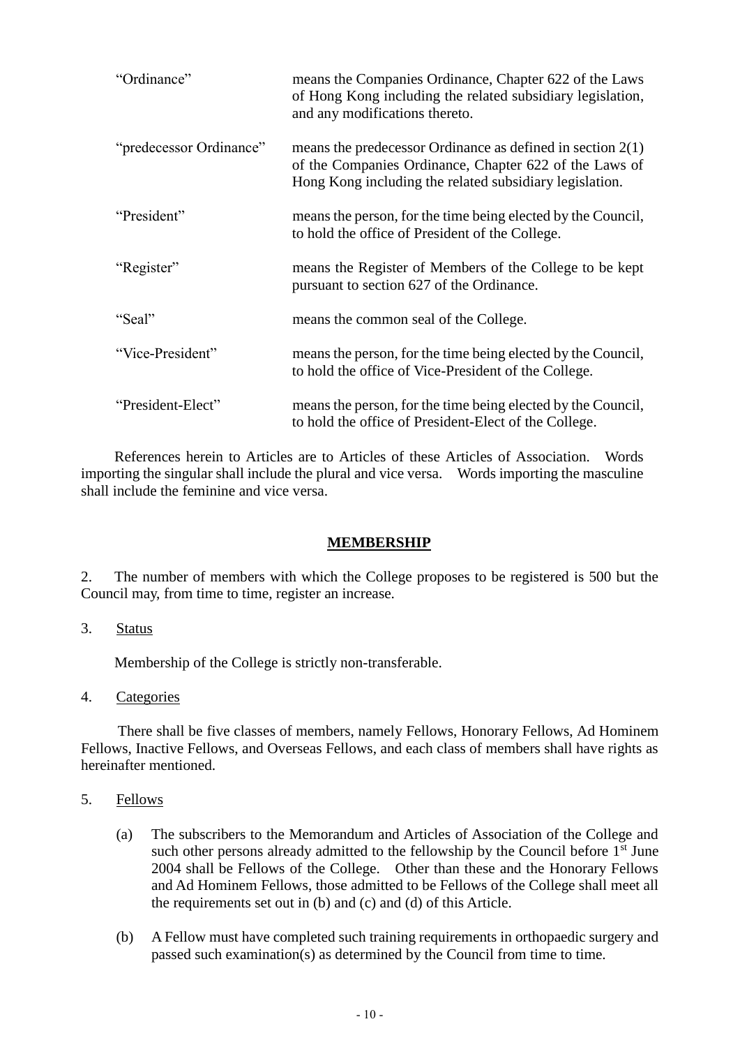| | |
|---|---|
| "Ordinance" | means the Companies Ordinance, Chapter 622 of the Laws of Hong Kong including the related subsidiary legislation, and any modifications thereto. |
| "predecessor Ordinance" | means the predecessor Ordinance as defined in section 2(1) of the Companies Ordinance, Chapter 622 of the Laws of Hong Kong including the related subsidiary legislation. |
| "President" | means the person, for the time being elected by the Council, to hold the office of President of the College. |
| "Register" | means the Register of Members of the College to be kept pursuant to section 627 of the Ordinance. |
| "Seal" | means the common seal of the College. |
| "Vice-President" | means the person, for the time being elected by the Council, to hold the office of Vice-President of the College. |
| "President-Elect" | means the person, for the time being elected by the Council, to hold the office of President-Elect of the College. |

References herein to Articles are to Articles of these Articles of Association. Words importing the singular shall include the plural and vice versa. Words importing the masculine shall include the feminine and vice versa.

## MEMBERSHIP

2. The number of members with which the College proposes to be registered is 500 but the Council may, from time to time, register an increase.

3. Status

Membership of the College is strictly non-transferable.

4. Categories

There shall be five classes of members, namely Fellows, Honorary Fellows, Ad Hominem Fellows, Inactive Fellows, and Overseas Fellows, and each class of members shall have rights as hereinafter mentioned.

5. Fellows

(a) The subscribers to the Memorandum and Articles of Association of the College and such other persons already admitted to the fellowship by the Council before 1st June 2004 shall be Fellows of the College. Other than these and the Honorary Fellows and Ad Hominem Fellows, those admitted to be Fellows of the College shall meet all the requirements set out in (b) and (c) and (d) of this Article.

(b) A Fellow must have completed such training requirements in orthopaedic surgery and passed such examination(s) as determined by the Council from time to time.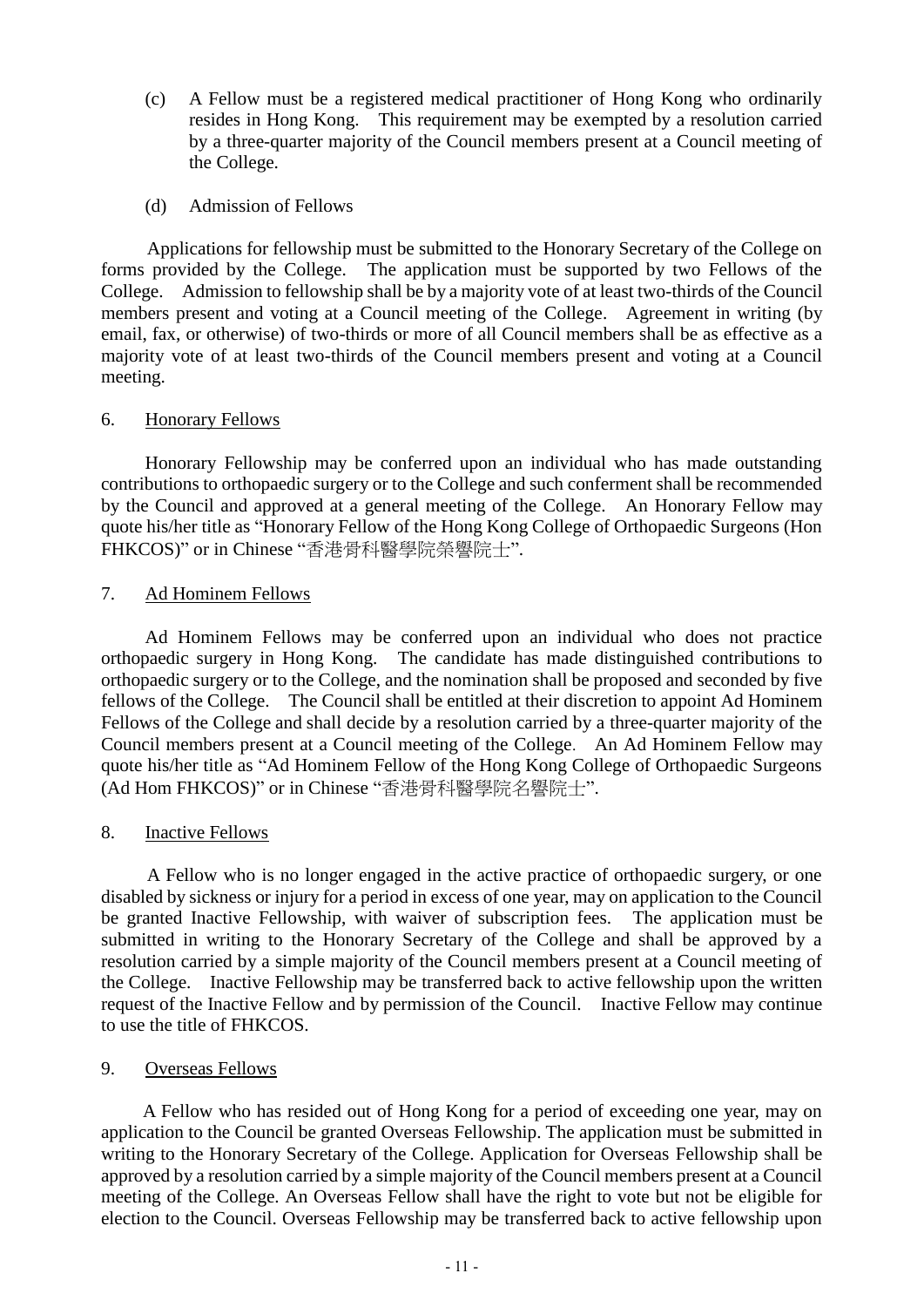(c) A Fellow must be a registered medical practitioner of Hong Kong who ordinarily resides in Hong Kong. This requirement may be exempted by a resolution carried by a three-quarter majority of the Council members present at a Council meeting of the College.

(d) Admission of Fellows

Applications for fellowship must be submitted to the Honorary Secretary of the College on forms provided by the College. The application must be supported by two Fellows of the College. Admission to fellowship shall be by a majority vote of at least two-thirds of the Council members present and voting at a Council meeting of the College. Agreement in writing (by email, fax, or otherwise) of two-thirds or more of all Council members shall be as effective as a majority vote of at least two-thirds of the Council members present and voting at a Council meeting.

6. Honorary Fellows

Honorary Fellowship may be conferred upon an individual who has made outstanding contributions to orthopaedic surgery or to the College and such conferment shall be recommended by the Council and approved at a general meeting of the College. An Honorary Fellow may quote his/her title as "Honorary Fellow of the Hong Kong College of Orthopaedic Surgeons (Hon FHKCOS)" or in Chinese "香港骨科醫學院榮譽院士".

7. Ad Hominem Fellows

Ad Hominem Fellows may be conferred upon an individual who does not practice orthopaedic surgery in Hong Kong. The candidate has made distinguished contributions to orthopaedic surgery or to the College, and the nomination shall be proposed and seconded by five fellows of the College. The Council shall be entitled at their discretion to appoint Ad Hominem Fellows of the College and shall decide by a resolution carried by a three-quarter majority of the Council members present at a Council meeting of the College. An Ad Hominem Fellow may quote his/her title as "Ad Hominem Fellow of the Hong Kong College of Orthopaedic Surgeons (Ad Hom FHKCOS)" or in Chinese "香港骨科醫學院名譽院士".

8. Inactive Fellows

A Fellow who is no longer engaged in the active practice of orthopaedic surgery, or one disabled by sickness or injury for a period in excess of one year, may on application to the Council be granted Inactive Fellowship, with waiver of subscription fees. The application must be submitted in writing to the Honorary Secretary of the College and shall be approved by a resolution carried by a simple majority of the Council members present at a Council meeting of the College. Inactive Fellowship may be transferred back to active fellowship upon the written request of the Inactive Fellow and by permission of the Council. Inactive Fellow may continue to use the title of FHKCOS.

9. Overseas Fellows

A Fellow who has resided out of Hong Kong for a period of exceeding one year, may on application to the Council be granted Overseas Fellowship. The application must be submitted in writing to the Honorary Secretary of the College. Application for Overseas Fellowship shall be approved by a resolution carried by a simple majority of the Council members present at a Council meeting of the College. An Overseas Fellow shall have the right to vote but not be eligible for election to the Council. Overseas Fellowship may be transferred back to active fellowship upon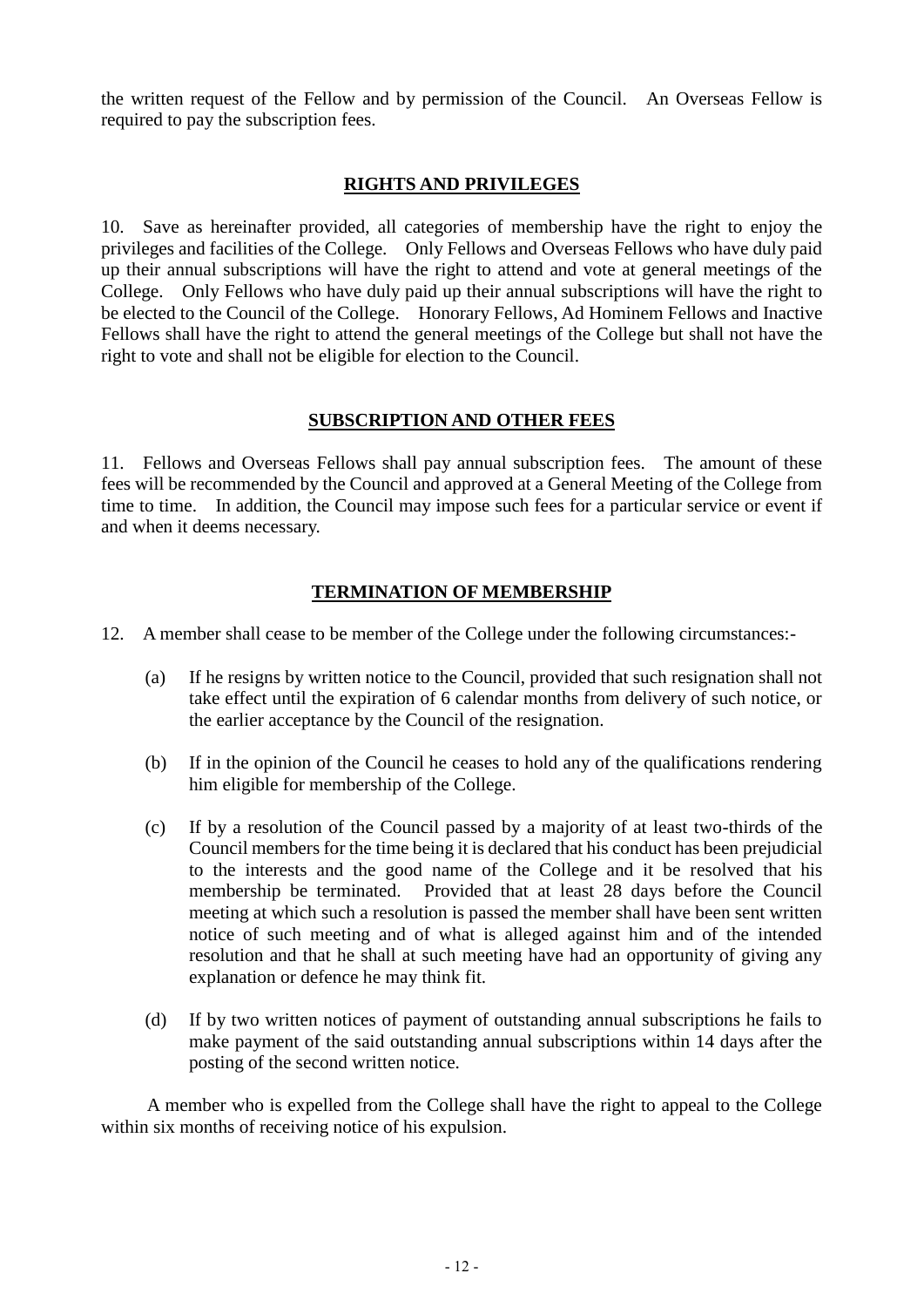the written request of the Fellow and by permission of the Council. An Overseas Fellow is required to pay the subscription fees.

## RIGHTS AND PRIVILEGES

10. Save as hereinafter provided, all categories of membership have the right to enjoy the privileges and facilities of the College. Only Fellows and Overseas Fellows who have duly paid up their annual subscriptions will have the right to attend and vote at general meetings of the College. Only Fellows who have duly paid up their annual subscriptions will have the right to be elected to the Council of the College. Honorary Fellows, Ad Hominem Fellows and Inactive Fellows shall have the right to attend the general meetings of the College but shall not have the right to vote and shall not be eligible for election to the Council.

## SUBSCRIPTION AND OTHER FEES

11. Fellows and Overseas Fellows shall pay annual subscription fees. The amount of these fees will be recommended by the Council and approved at a General Meeting of the College from time to time. In addition, the Council may impose such fees for a particular service or event if and when it deems necessary.

## TERMINATION OF MEMBERSHIP

12. A member shall cease to be member of the College under the following circumstances:-

(a) If he resigns by written notice to the Council, provided that such resignation shall not take effect until the expiration of 6 calendar months from delivery of such notice, or the earlier acceptance by the Council of the resignation.

(b) If in the opinion of the Council he ceases to hold any of the qualifications rendering him eligible for membership of the College.

(c) If by a resolution of the Council passed by a majority of at least two-thirds of the Council members for the time being it is declared that his conduct has been prejudicial to the interests and the good name of the College and it be resolved that his membership be terminated. Provided that at least 28 days before the Council meeting at which such a resolution is passed the member shall have been sent written notice of such meeting and of what is alleged against him and of the intended resolution and that he shall at such meeting have had an opportunity of giving any explanation or defence he may think fit.

(d) If by two written notices of payment of outstanding annual subscriptions he fails to make payment of the said outstanding annual subscriptions within 14 days after the posting of the second written notice.

A member who is expelled from the College shall have the right to appeal to the College within six months of receiving notice of his expulsion.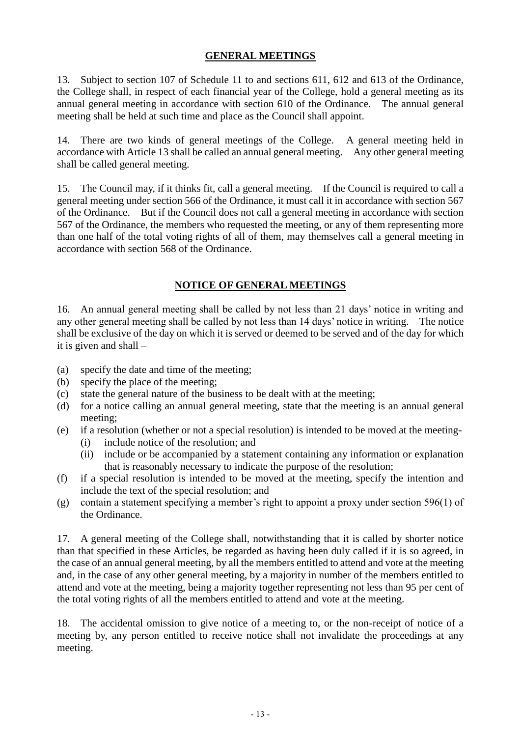## GENERAL MEETINGS

13. Subject to section 107 of Schedule 11 to and sections 611, 612 and 613 of the Ordinance, the College shall, in respect of each financial year of the College, hold a general meeting as its annual general meeting in accordance with section 610 of the Ordinance. The annual general meeting shall be held at such time and place as the Council shall appoint.

14. There are two kinds of general meetings of the College. A general meeting held in accordance with Article 13 shall be called an annual general meeting. Any other general meeting shall be called general meeting.

15. The Council may, if it thinks fit, call a general meeting. If the Council is required to call a general meeting under section 566 of the Ordinance, it must call it in accordance with section 567 of the Ordinance. But if the Council does not call a general meeting in accordance with section 567 of the Ordinance, the members who requested the meeting, or any of them representing more than one half of the total voting rights of all of them, may themselves call a general meeting in accordance with section 568 of the Ordinance.

## NOTICE OF GENERAL MEETINGS

16. An annual general meeting shall be called by not less than 21 days' notice in writing and any other general meeting shall be called by not less than 14 days' notice in writing. The notice shall be exclusive of the day on which it is served or deemed to be served and of the day for which it is given and shall –

(a) specify the date and time of the meeting;
(b) specify the place of the meeting;
(c) state the general nature of the business to be dealt with at the meeting;
(d) for a notice calling an annual general meeting, state that the meeting is an annual general meeting;
(e) if a resolution (whether or not a special resolution) is intended to be moved at the meeting-
    (i) include notice of the resolution; and
    (ii) include or be accompanied by a statement containing any information or explanation that is reasonably necessary to indicate the purpose of the resolution;
(f) if a special resolution is intended to be moved at the meeting, specify the intention and include the text of the special resolution; and
(g) contain a statement specifying a member's right to appoint a proxy under section 596(1) of the Ordinance.

17. A general meeting of the College shall, notwithstanding that it is called by shorter notice than that specified in these Articles, be regarded as having been duly called if it is so agreed, in the case of an annual general meeting, by all the members entitled to attend and vote at the meeting and, in the case of any other general meeting, by a majority in number of the members entitled to attend and vote at the meeting, being a majority together representing not less than 95 per cent of the total voting rights of all the members entitled to attend and vote at the meeting.

18. The accidental omission to give notice of a meeting to, or the non-receipt of notice of a meeting by, any person entitled to receive notice shall not invalidate the proceedings at any meeting.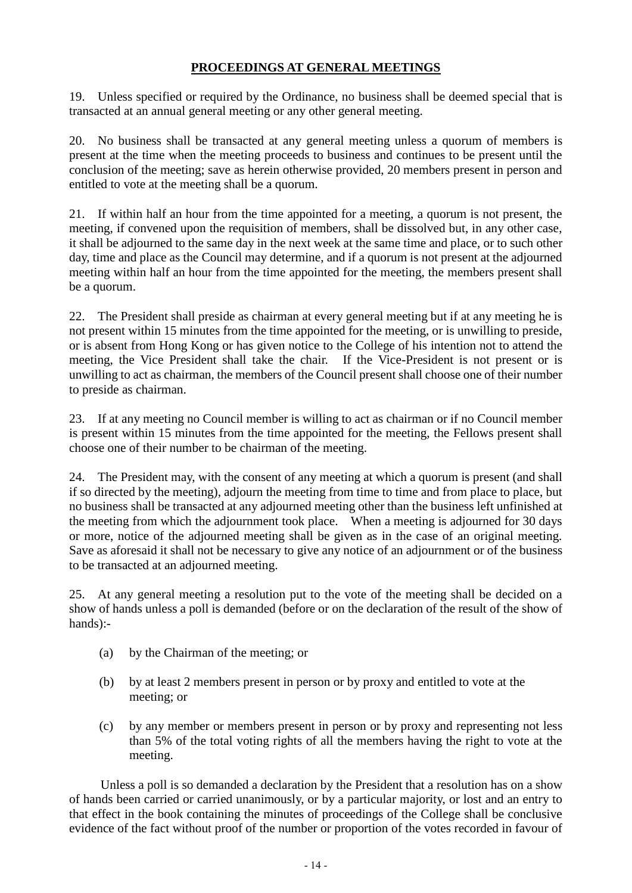## PROCEEDINGS AT GENERAL MEETINGS

19. Unless specified or required by the Ordinance, no business shall be deemed special that is transacted at an annual general meeting or any other general meeting.

20. No business shall be transacted at any general meeting unless a quorum of members is present at the time when the meeting proceeds to business and continues to be present until the conclusion of the meeting; save as herein otherwise provided, 20 members present in person and entitled to vote at the meeting shall be a quorum.

21. If within half an hour from the time appointed for a meeting, a quorum is not present, the meeting, if convened upon the requisition of members, shall be dissolved but, in any other case, it shall be adjourned to the same day in the next week at the same time and place, or to such other day, time and place as the Council may determine, and if a quorum is not present at the adjourned meeting within half an hour from the time appointed for the meeting, the members present shall be a quorum.

22. The President shall preside as chairman at every general meeting but if at any meeting he is not present within 15 minutes from the time appointed for the meeting, or is unwilling to preside, or is absent from Hong Kong or has given notice to the College of his intention not to attend the meeting, the Vice President shall take the chair. If the Vice-President is not present or is unwilling to act as chairman, the members of the Council present shall choose one of their number to preside as chairman.

23. If at any meeting no Council member is willing to act as chairman or if no Council member is present within 15 minutes from the time appointed for the meeting, the Fellows present shall choose one of their number to be chairman of the meeting.

24. The President may, with the consent of any meeting at which a quorum is present (and shall if so directed by the meeting), adjourn the meeting from time to time and from place to place, but no business shall be transacted at any adjourned meeting other than the business left unfinished at the meeting from which the adjournment took place. When a meeting is adjourned for 30 days or more, notice of the adjourned meeting shall be given as in the case of an original meeting. Save as aforesaid it shall not be necessary to give any notice of an adjournment or of the business to be transacted at an adjourned meeting.

25. At any general meeting a resolution put to the vote of the meeting shall be decided on a show of hands unless a poll is demanded (before or on the declaration of the result of the show of hands):-

(a) by the Chairman of the meeting; or

(b) by at least 2 members present in person or by proxy and entitled to vote at the meeting; or

(c) by any member or members present in person or by proxy and representing not less than 5% of the total voting rights of all the members having the right to vote at the meeting.

Unless a poll is so demanded a declaration by the President that a resolution has on a show of hands been carried or carried unanimously, or by a particular majority, or lost and an entry to that effect in the book containing the minutes of proceedings of the College shall be conclusive evidence of the fact without proof of the number or proportion of the votes recorded in favour of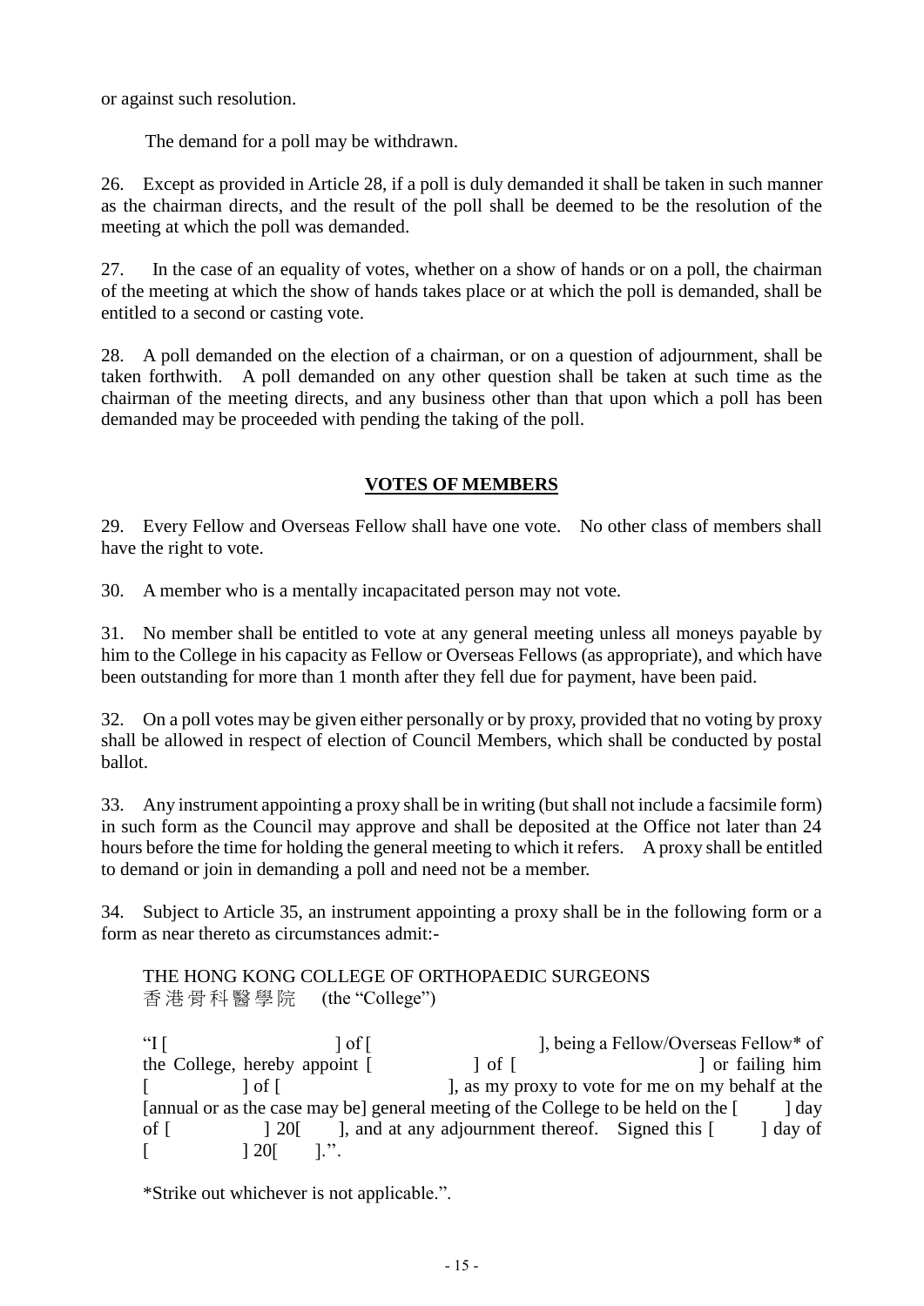or against such resolution.

The demand for a poll may be withdrawn.

26. Except as provided in Article 28, if a poll is duly demanded it shall be taken in such manner as the chairman directs, and the result of the poll shall be deemed to be the resolution of the meeting at which the poll was demanded.

27. In the case of an equality of votes, whether on a show of hands or on a poll, the chairman of the meeting at which the show of hands takes place or at which the poll is demanded, shall be entitled to a second or casting vote.

28. A poll demanded on the election of a chairman, or on a question of adjournment, shall be taken forthwith. A poll demanded on any other question shall be taken at such time as the chairman of the meeting directs, and any business other than that upon which a poll has been demanded may be proceeded with pending the taking of the poll.

## VOTES OF MEMBERS

29. Every Fellow and Overseas Fellow shall have one vote. No other class of members shall have the right to vote.

30. A member who is a mentally incapacitated person may not vote.

31. No member shall be entitled to vote at any general meeting unless all moneys payable by him to the College in his capacity as Fellow or Overseas Fellows (as appropriate), and which have been outstanding for more than 1 month after they fell due for payment, have been paid.

32. On a poll votes may be given either personally or by proxy, provided that no voting by proxy shall be allowed in respect of election of Council Members, which shall be conducted by postal ballot.

33. Any instrument appointing a proxy shall be in writing (but shall not include a facsimile form) in such form as the Council may approve and shall be deposited at the Office not later than 24 hours before the time for holding the general meeting to which it refers. A proxy shall be entitled to demand or join in demanding a poll and need not be a member.

34. Subject to Article 35, an instrument appointing a proxy shall be in the following form or a form as near thereto as circumstances admit:-

THE HONG KONG COLLEGE OF ORTHOPAEDIC SURGEONS
香港骨科醫學院 (the "College")

"I [ ] of [ ], being a Fellow/Overseas Fellow* of the College, hereby appoint [ ] of [ ] or failing him [ ] of [ ], as my proxy to vote for me on my behalf at the [annual or as the case may be] general meeting of the College to be held on the [ ] day of [ ] 20[ ], and at any adjournment thereof. Signed this [ ] day of [ ] 20[ ].".

*Strike out whichever is not applicable.".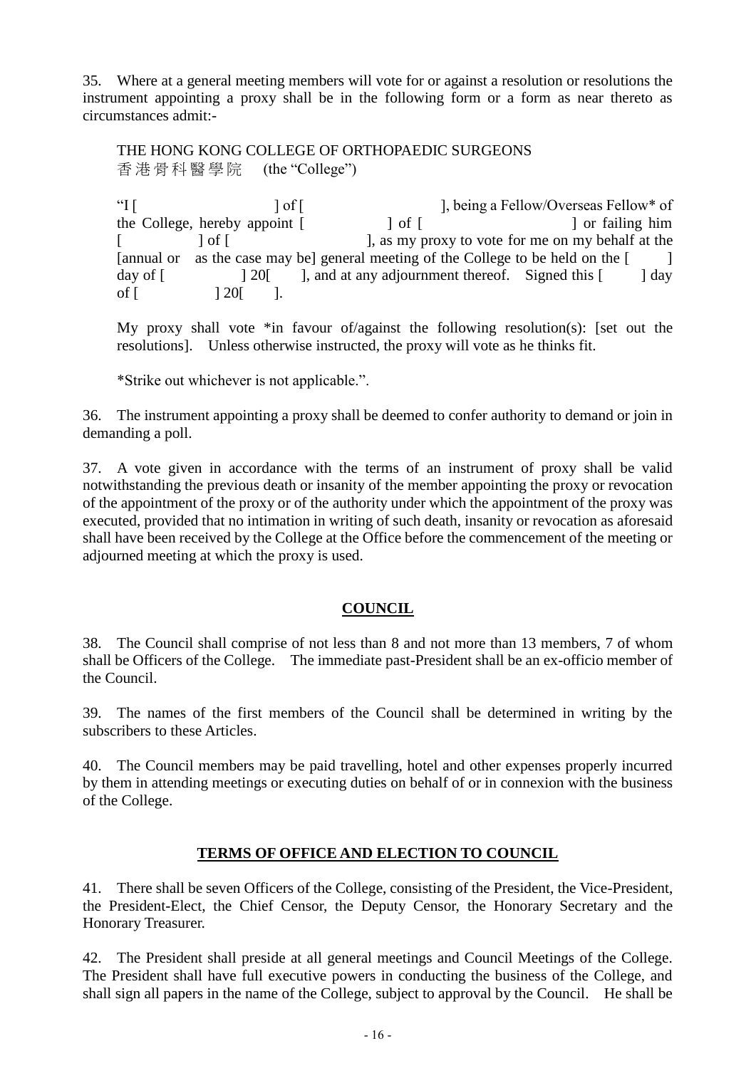35. Where at a general meeting members will vote for or against a resolution or resolutions the instrument appointing a proxy shall be in the following form or a form as near thereto as circumstances admit:-

> THE HONG KONG COLLEGE OF ORTHOPAEDIC SURGEONS
> 香港骨科醫學院 (the "College")
>
> "I [ ] of [ ], being a Fellow/Overseas Fellow* of the College, hereby appoint [ ] of [ ] or failing him [ ] of [ ], as my proxy to vote for me on my behalf at the [annual or as the case may be] general meeting of the College to be held on the [ ] day of [ ] 20[ ], and at any adjournment thereof. Signed this [ ] day of [ ] 20[ ].
>
> My proxy shall vote *in favour of/against the following resolution(s): [set out the resolutions]. Unless otherwise instructed, the proxy will vote as he thinks fit.
>
> *Strike out whichever is not applicable.".

36. The instrument appointing a proxy shall be deemed to confer authority to demand or join in demanding a poll.

37. A vote given in accordance with the terms of an instrument of proxy shall be valid notwithstanding the previous death or insanity of the member appointing the proxy or revocation of the appointment of the proxy or of the authority under which the appointment of the proxy was executed, provided that no intimation in writing of such death, insanity or revocation as aforesaid shall have been received by the College at the Office before the commencement of the meeting or adjourned meeting at which the proxy is used.

## COUNCIL

38. The Council shall comprise of not less than 8 and not more than 13 members, 7 of whom shall be Officers of the College. The immediate past-President shall be an ex-officio member of the Council.

39. The names of the first members of the Council shall be determined in writing by the subscribers to these Articles.

40. The Council members may be paid travelling, hotel and other expenses properly incurred by them in attending meetings or executing duties on behalf of or in connexion with the business of the College.

## TERMS OF OFFICE AND ELECTION TO COUNCIL

41. There shall be seven Officers of the College, consisting of the President, the Vice-President, the President-Elect, the Chief Censor, the Deputy Censor, the Honorary Secretary and the Honorary Treasurer.

42. The President shall preside at all general meetings and Council Meetings of the College. The President shall have full executive powers in conducting the business of the College, and shall sign all papers in the name of the College, subject to approval by the Council. He shall be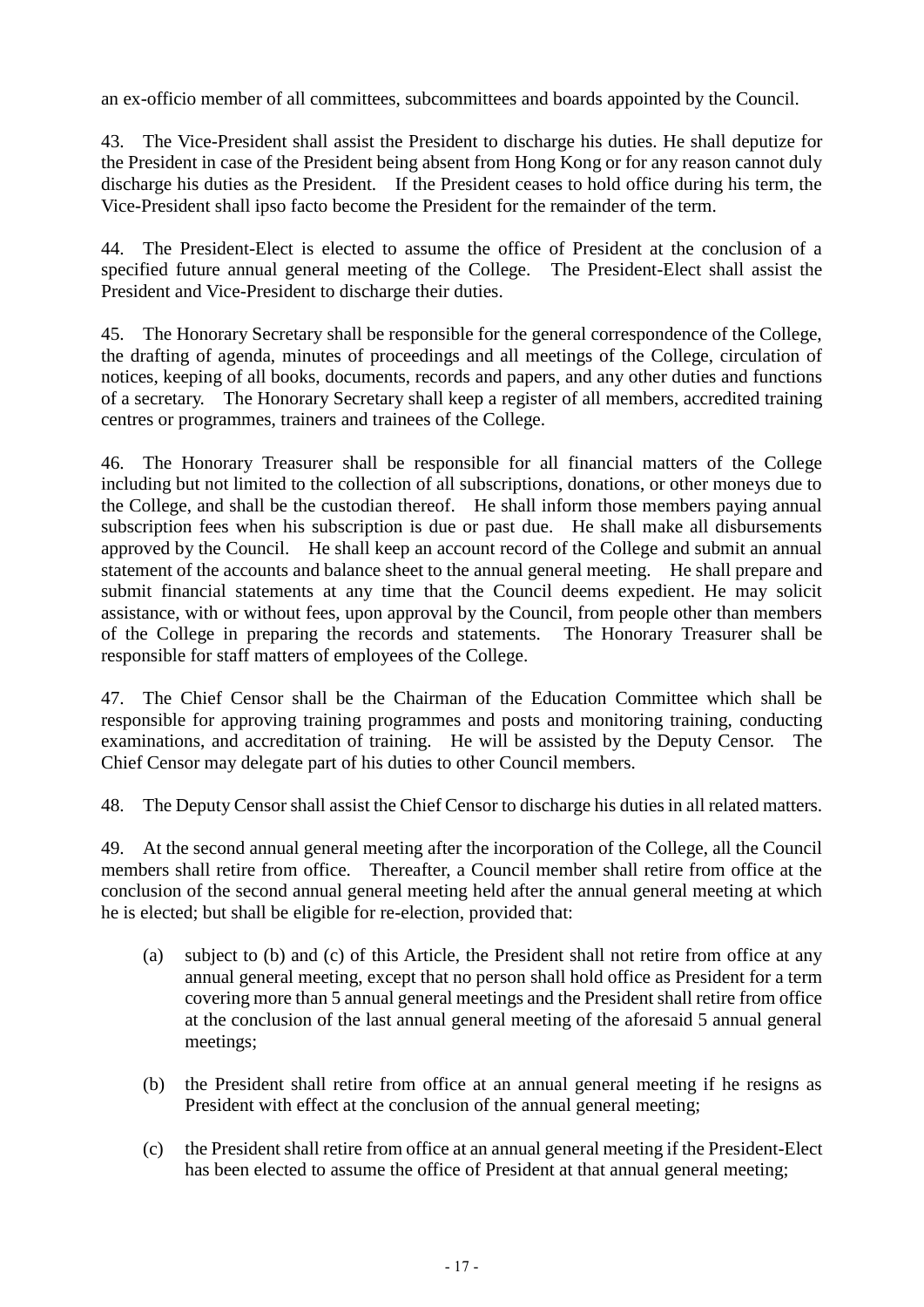an ex-officio member of all committees, subcommittees and boards appointed by the Council.

43. The Vice-President shall assist the President to discharge his duties. He shall deputize for the President in case of the President being absent from Hong Kong or for any reason cannot duly discharge his duties as the President. If the President ceases to hold office during his term, the Vice-President shall ipso facto become the President for the remainder of the term.

44. The President-Elect is elected to assume the office of President at the conclusion of a specified future annual general meeting of the College. The President-Elect shall assist the President and Vice-President to discharge their duties.

45. The Honorary Secretary shall be responsible for the general correspondence of the College, the drafting of agenda, minutes of proceedings and all meetings of the College, circulation of notices, keeping of all books, documents, records and papers, and any other duties and functions of a secretary. The Honorary Secretary shall keep a register of all members, accredited training centres or programmes, trainers and trainees of the College.

46. The Honorary Treasurer shall be responsible for all financial matters of the College including but not limited to the collection of all subscriptions, donations, or other moneys due to the College, and shall be the custodian thereof. He shall inform those members paying annual subscription fees when his subscription is due or past due. He shall make all disbursements approved by the Council. He shall keep an account record of the College and submit an annual statement of the accounts and balance sheet to the annual general meeting. He shall prepare and submit financial statements at any time that the Council deems expedient. He may solicit assistance, with or without fees, upon approval by the Council, from people other than members of the College in preparing the records and statements. The Honorary Treasurer shall be responsible for staff matters of employees of the College.

47. The Chief Censor shall be the Chairman of the Education Committee which shall be responsible for approving training programmes and posts and monitoring training, conducting examinations, and accreditation of training. He will be assisted by the Deputy Censor. The Chief Censor may delegate part of his duties to other Council members.

48. The Deputy Censor shall assist the Chief Censor to discharge his duties in all related matters.

49. At the second annual general meeting after the incorporation of the College, all the Council members shall retire from office. Thereafter, a Council member shall retire from office at the conclusion of the second annual general meeting held after the annual general meeting at which he is elected; but shall be eligible for re-election, provided that:

(a) subject to (b) and (c) of this Article, the President shall not retire from office at any annual general meeting, except that no person shall hold office as President for a term covering more than 5 annual general meetings and the President shall retire from office at the conclusion of the last annual general meeting of the aforesaid 5 annual general meetings;

(b) the President shall retire from office at an annual general meeting if he resigns as President with effect at the conclusion of the annual general meeting;

(c) the President shall retire from office at an annual general meeting if the President-Elect has been elected to assume the office of President at that annual general meeting;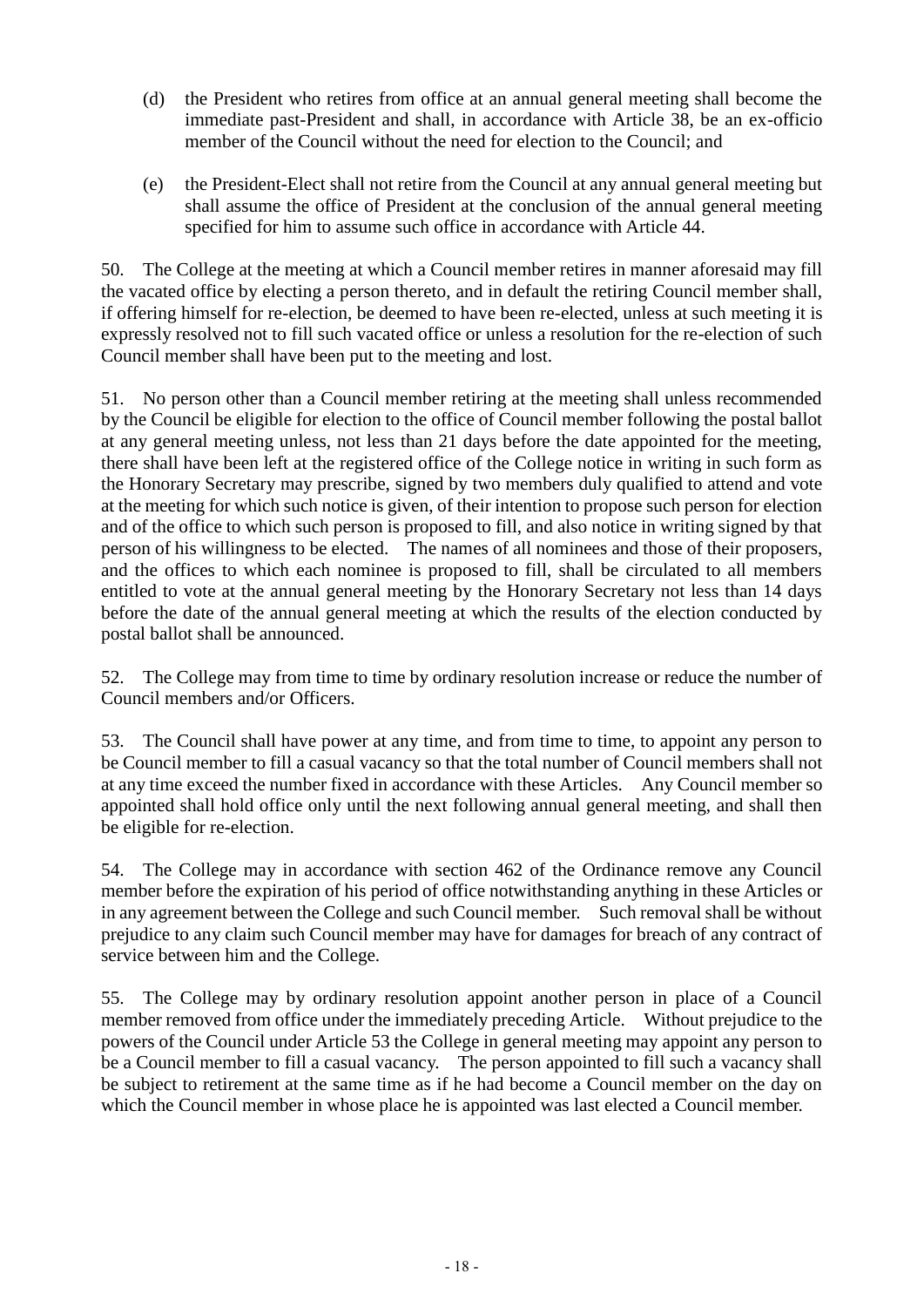(d) the President who retires from office at an annual general meeting shall become the immediate past-President and shall, in accordance with Article 38, be an ex-officio member of the Council without the need for election to the Council; and

(e) the President-Elect shall not retire from the Council at any annual general meeting but shall assume the office of President at the conclusion of the annual general meeting specified for him to assume such office in accordance with Article 44.

50. The College at the meeting at which a Council member retires in manner aforesaid may fill the vacated office by electing a person thereto, and in default the retiring Council member shall, if offering himself for re-election, be deemed to have been re-elected, unless at such meeting it is expressly resolved not to fill such vacated office or unless a resolution for the re-election of such Council member shall have been put to the meeting and lost.

51. No person other than a Council member retiring at the meeting shall unless recommended by the Council be eligible for election to the office of Council member following the postal ballot at any general meeting unless, not less than 21 days before the date appointed for the meeting, there shall have been left at the registered office of the College notice in writing in such form as the Honorary Secretary may prescribe, signed by two members duly qualified to attend and vote at the meeting for which such notice is given, of their intention to propose such person for election and of the office to which such person is proposed to fill, and also notice in writing signed by that person of his willingness to be elected. The names of all nominees and those of their proposers, and the offices to which each nominee is proposed to fill, shall be circulated to all members entitled to vote at the annual general meeting by the Honorary Secretary not less than 14 days before the date of the annual general meeting at which the results of the election conducted by postal ballot shall be announced.

52. The College may from time to time by ordinary resolution increase or reduce the number of Council members and/or Officers.

53. The Council shall have power at any time, and from time to time, to appoint any person to be Council member to fill a casual vacancy so that the total number of Council members shall not at any time exceed the number fixed in accordance with these Articles. Any Council member so appointed shall hold office only until the next following annual general meeting, and shall then be eligible for re-election.

54. The College may in accordance with section 462 of the Ordinance remove any Council member before the expiration of his period of office notwithstanding anything in these Articles or in any agreement between the College and such Council member. Such removal shall be without prejudice to any claim such Council member may have for damages for breach of any contract of service between him and the College.

55. The College may by ordinary resolution appoint another person in place of a Council member removed from office under the immediately preceding Article. Without prejudice to the powers of the Council under Article 53 the College in general meeting may appoint any person to be a Council member to fill a casual vacancy. The person appointed to fill such a vacancy shall be subject to retirement at the same time as if he had become a Council member on the day on which the Council member in whose place he is appointed was last elected a Council member.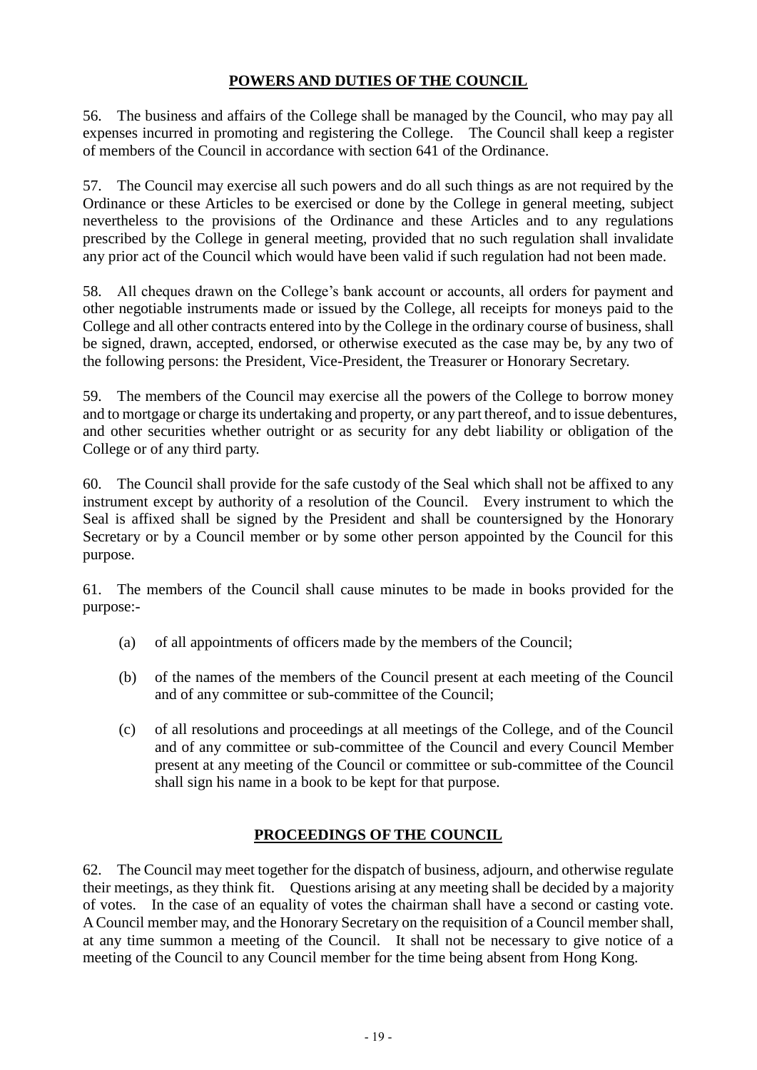## **POWERS AND DUTIES OF THE COUNCIL**

56. The business and affairs of the College shall be managed by the Council, who may pay all expenses incurred in promoting and registering the College. The Council shall keep a register of members of the Council in accordance with section 641 of the Ordinance.

57. The Council may exercise all such powers and do all such things as are not required by the Ordinance or these Articles to be exercised or done by the College in general meeting, subject nevertheless to the provisions of the Ordinance and these Articles and to any regulations prescribed by the College in general meeting, provided that no such regulation shall invalidate any prior act of the Council which would have been valid if such regulation had not been made.

58. All cheques drawn on the College's bank account or accounts, all orders for payment and other negotiable instruments made or issued by the College, all receipts for moneys paid to the College and all other contracts entered into by the College in the ordinary course of business, shall be signed, drawn, accepted, endorsed, or otherwise executed as the case may be, by any two of the following persons: the President, Vice-President, the Treasurer or Honorary Secretary.

59. The members of the Council may exercise all the powers of the College to borrow money and to mortgage or charge its undertaking and property, or any part thereof, and to issue debentures, and other securities whether outright or as security for any debt liability or obligation of the College or of any third party.

60. The Council shall provide for the safe custody of the Seal which shall not be affixed to any instrument except by authority of a resolution of the Council. Every instrument to which the Seal is affixed shall be signed by the President and shall be countersigned by the Honorary Secretary or by a Council member or by some other person appointed by the Council for this purpose.

61. The members of the Council shall cause minutes to be made in books provided for the purpose:-

(a) of all appointments of officers made by the members of the Council;

(b) of the names of the members of the Council present at each meeting of the Council and of any committee or sub-committee of the Council;

(c) of all resolutions and proceedings at all meetings of the College, and of the Council and of any committee or sub-committee of the Council and every Council Member present at any meeting of the Council or committee or sub-committee of the Council shall sign his name in a book to be kept for that purpose.

## **PROCEEDINGS OF THE COUNCIL**

62. The Council may meet together for the dispatch of business, adjourn, and otherwise regulate their meetings, as they think fit. Questions arising at any meeting shall be decided by a majority of votes. In the case of an equality of votes the chairman shall have a second or casting vote. A Council member may, and the Honorary Secretary on the requisition of a Council member shall, at any time summon a meeting of the Council. It shall not be necessary to give notice of a meeting of the Council to any Council member for the time being absent from Hong Kong.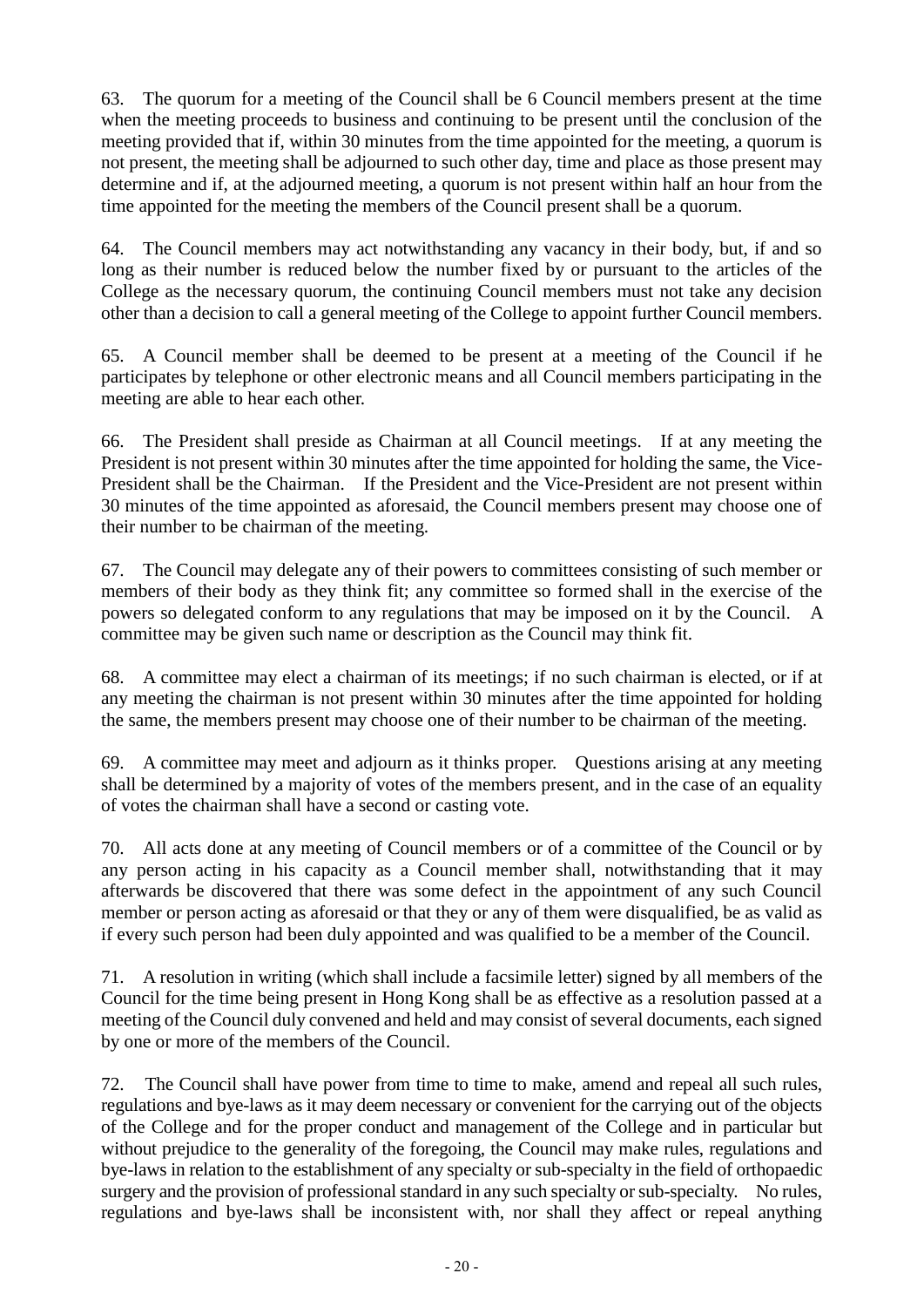63. The quorum for a meeting of the Council shall be 6 Council members present at the time when the meeting proceeds to business and continuing to be present until the conclusion of the meeting provided that if, within 30 minutes from the time appointed for the meeting, a quorum is not present, the meeting shall be adjourned to such other day, time and place as those present may determine and if, at the adjourned meeting, a quorum is not present within half an hour from the time appointed for the meeting the members of the Council present shall be a quorum.

64. The Council members may act notwithstanding any vacancy in their body, but, if and so long as their number is reduced below the number fixed by or pursuant to the articles of the College as the necessary quorum, the continuing Council members must not take any decision other than a decision to call a general meeting of the College to appoint further Council members.

65. A Council member shall be deemed to be present at a meeting of the Council if he participates by telephone or other electronic means and all Council members participating in the meeting are able to hear each other.

66. The President shall preside as Chairman at all Council meetings. If at any meeting the President is not present within 30 minutes after the time appointed for holding the same, the Vice-President shall be the Chairman. If the President and the Vice-President are not present within 30 minutes of the time appointed as aforesaid, the Council members present may choose one of their number to be chairman of the meeting.

67. The Council may delegate any of their powers to committees consisting of such member or members of their body as they think fit; any committee so formed shall in the exercise of the powers so delegated conform to any regulations that may be imposed on it by the Council. A committee may be given such name or description as the Council may think fit.

68. A committee may elect a chairman of its meetings; if no such chairman is elected, or if at any meeting the chairman is not present within 30 minutes after the time appointed for holding the same, the members present may choose one of their number to be chairman of the meeting.

69. A committee may meet and adjourn as it thinks proper. Questions arising at any meeting shall be determined by a majority of votes of the members present, and in the case of an equality of votes the chairman shall have a second or casting vote.

70. All acts done at any meeting of Council members or of a committee of the Council or by any person acting in his capacity as a Council member shall, notwithstanding that it may afterwards be discovered that there was some defect in the appointment of any such Council member or person acting as aforesaid or that they or any of them were disqualified, be as valid as if every such person had been duly appointed and was qualified to be a member of the Council.

71. A resolution in writing (which shall include a facsimile letter) signed by all members of the Council for the time being present in Hong Kong shall be as effective as a resolution passed at a meeting of the Council duly convened and held and may consist of several documents, each signed by one or more of the members of the Council.

72. The Council shall have power from time to time to make, amend and repeal all such rules, regulations and bye-laws as it may deem necessary or convenient for the carrying out of the objects of the College and for the proper conduct and management of the College and in particular but without prejudice to the generality of the foregoing, the Council may make rules, regulations and bye-laws in relation to the establishment of any specialty or sub-specialty in the field of orthopaedic surgery and the provision of professional standard in any such specialty or sub-specialty. No rules, regulations and bye-laws shall be inconsistent with, nor shall they affect or repeal anything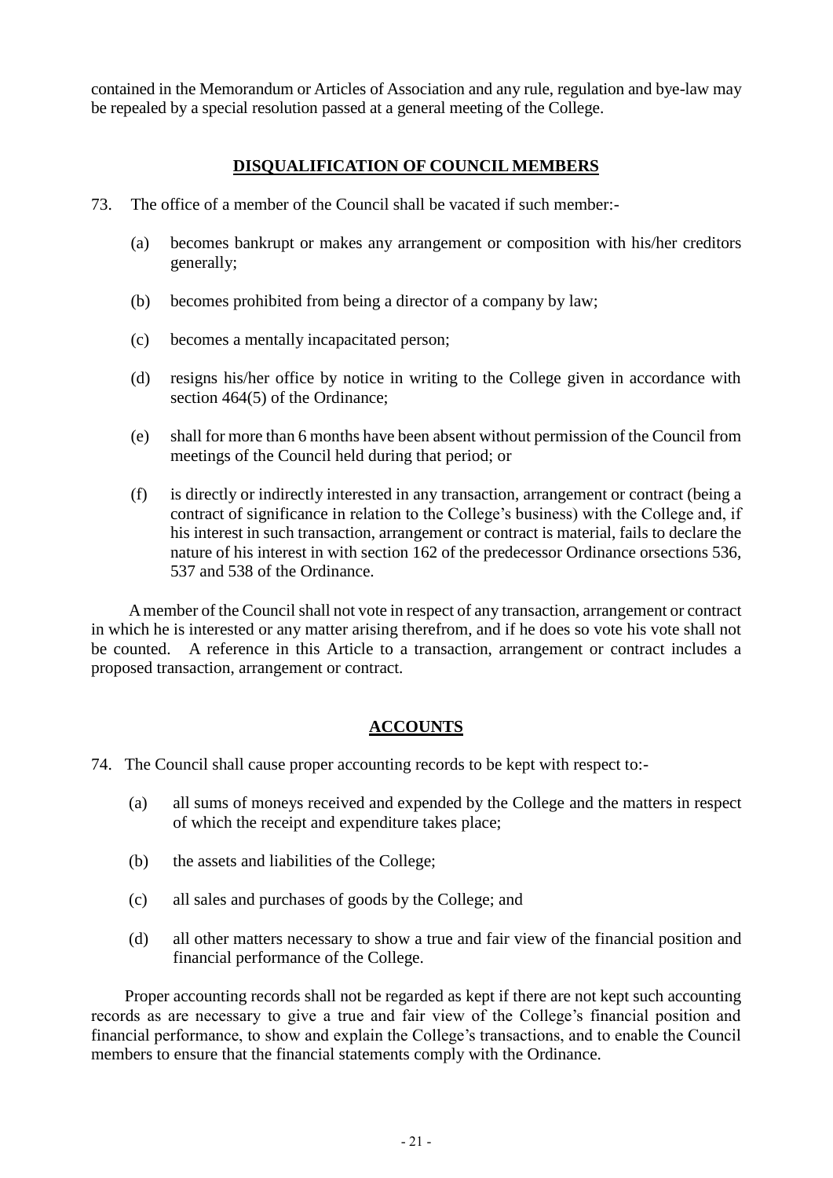contained in the Memorandum or Articles of Association and any rule, regulation and bye-law may be repealed by a special resolution passed at a general meeting of the College.

## DISQUALIFICATION OF COUNCIL MEMBERS

73. The office of a member of the Council shall be vacated if such member:-

  (a) becomes bankrupt or makes any arrangement or composition with his/her creditors generally;

  (b) becomes prohibited from being a director of a company by law;

  (c) becomes a mentally incapacitated person;

  (d) resigns his/her office by notice in writing to the College given in accordance with section 464(5) of the Ordinance;

  (e) shall for more than 6 months have been absent without permission of the Council from meetings of the Council held during that period; or

  (f) is directly or indirectly interested in any transaction, arrangement or contract (being a contract of significance in relation to the College's business) with the College and, if his interest in such transaction, arrangement or contract is material, fails to declare the nature of his interest in with section 162 of the predecessor Ordinance orsections 536, 537 and 538 of the Ordinance.

A member of the Council shall not vote in respect of any transaction, arrangement or contract in which he is interested or any matter arising therefrom, and if he does so vote his vote shall not be counted. A reference in this Article to a transaction, arrangement or contract includes a proposed transaction, arrangement or contract.

## ACCOUNTS

74. The Council shall cause proper accounting records to be kept with respect to:-

  (a) all sums of moneys received and expended by the College and the matters in respect of which the receipt and expenditure takes place;

  (b) the assets and liabilities of the College;

  (c) all sales and purchases of goods by the College; and

  (d) all other matters necessary to show a true and fair view of the financial position and financial performance of the College.

Proper accounting records shall not be regarded as kept if there are not kept such accounting records as are necessary to give a true and fair view of the College's financial position and financial performance, to show and explain the College's transactions, and to enable the Council members to ensure that the financial statements comply with the Ordinance.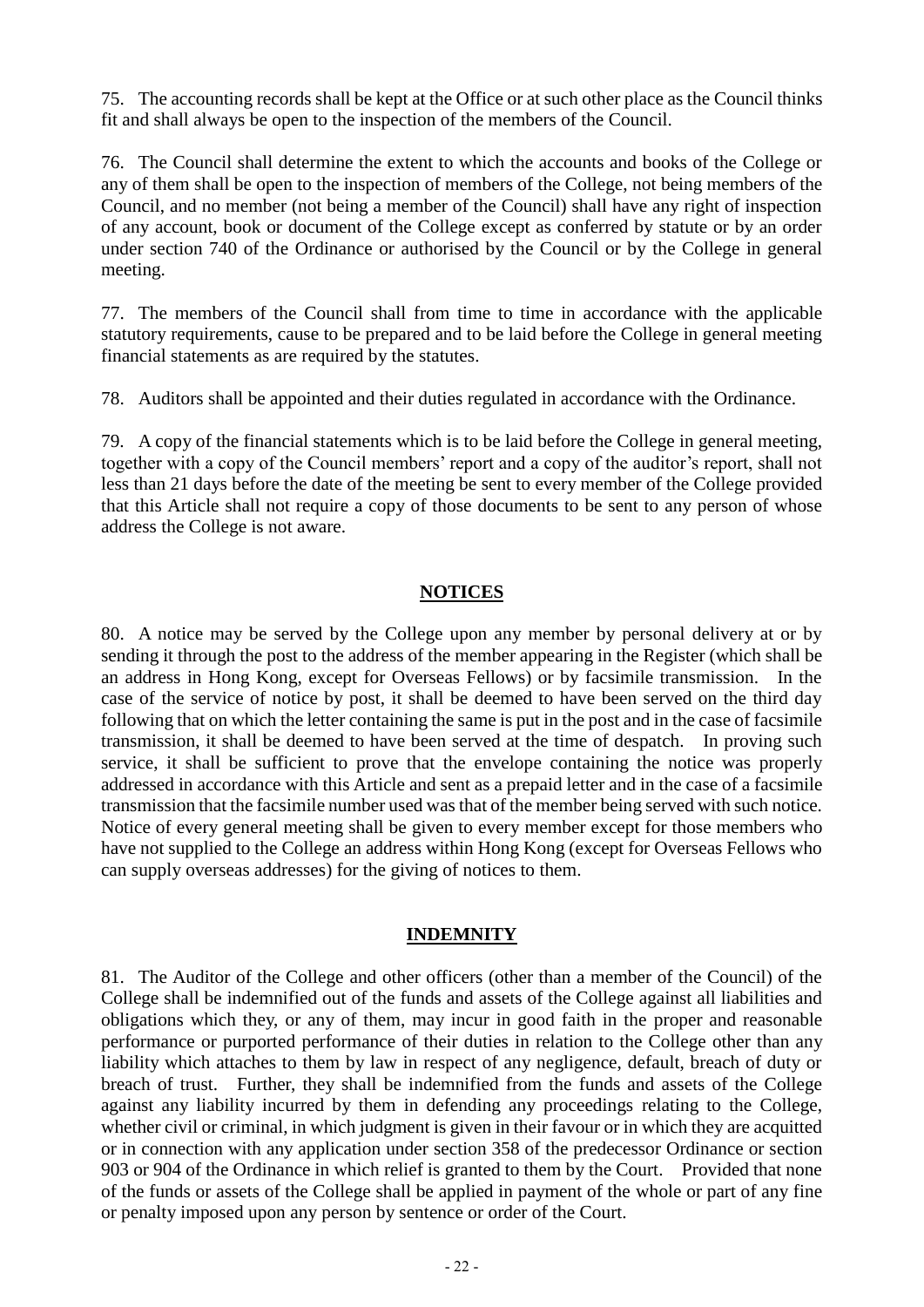75. The accounting records shall be kept at the Office or at such other place as the Council thinks fit and shall always be open to the inspection of the members of the Council.

76. The Council shall determine the extent to which the accounts and books of the College or any of them shall be open to the inspection of members of the College, not being members of the Council, and no member (not being a member of the Council) shall have any right of inspection of any account, book or document of the College except as conferred by statute or by an order under section 740 of the Ordinance or authorised by the Council or by the College in general meeting.

77. The members of the Council shall from time to time in accordance with the applicable statutory requirements, cause to be prepared and to be laid before the College in general meeting financial statements as are required by the statutes.

78. Auditors shall be appointed and their duties regulated in accordance with the Ordinance.

79. A copy of the financial statements which is to be laid before the College in general meeting, together with a copy of the Council members' report and a copy of the auditor's report, shall not less than 21 days before the date of the meeting be sent to every member of the College provided that this Article shall not require a copy of those documents to be sent to any person of whose address the College is not aware.

## NOTICES

80. A notice may be served by the College upon any member by personal delivery at or by sending it through the post to the address of the member appearing in the Register (which shall be an address in Hong Kong, except for Overseas Fellows) or by facsimile transmission. In the case of the service of notice by post, it shall be deemed to have been served on the third day following that on which the letter containing the same is put in the post and in the case of facsimile transmission, it shall be deemed to have been served at the time of despatch. In proving such service, it shall be sufficient to prove that the envelope containing the notice was properly addressed in accordance with this Article and sent as a prepaid letter and in the case of a facsimile transmission that the facsimile number used was that of the member being served with such notice. Notice of every general meeting shall be given to every member except for those members who have not supplied to the College an address within Hong Kong (except for Overseas Fellows who can supply overseas addresses) for the giving of notices to them.

## INDEMNITY

81. The Auditor of the College and other officers (other than a member of the Council) of the College shall be indemnified out of the funds and assets of the College against all liabilities and obligations which they, or any of them, may incur in good faith in the proper and reasonable performance or purported performance of their duties in relation to the College other than any liability which attaches to them by law in respect of any negligence, default, breach of duty or breach of trust. Further, they shall be indemnified from the funds and assets of the College against any liability incurred by them in defending any proceedings relating to the College, whether civil or criminal, in which judgment is given in their favour or in which they are acquitted or in connection with any application under section 358 of the predecessor Ordinance or section 903 or 904 of the Ordinance in which relief is granted to them by the Court. Provided that none of the funds or assets of the College shall be applied in payment of the whole or part of any fine or penalty imposed upon any person by sentence or order of the Court.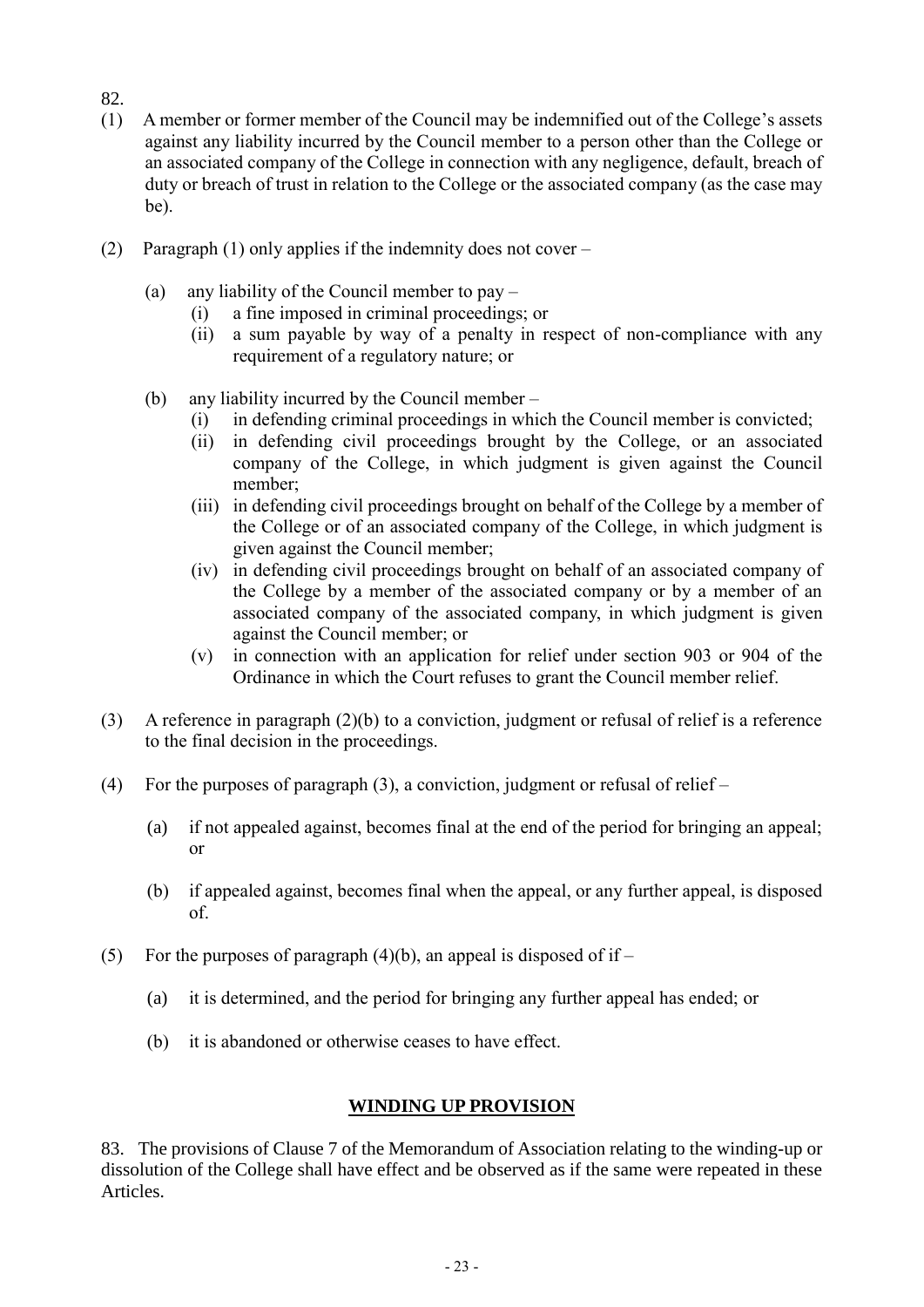82.

(1) A member or former member of the Council may be indemnified out of the College's assets against any liability incurred by the Council member to a person other than the College or an associated company of the College in connection with any negligence, default, breach of duty or breach of trust in relation to the College or the associated company (as the case may be).

(2) Paragraph (1) only applies if the indemnity does not cover –

   (a) any liability of the Council member to pay –
      (i) a fine imposed in criminal proceedings; or
      (ii) a sum payable by way of a penalty in respect of non-compliance with any requirement of a regulatory nature; or

   (b) any liability incurred by the Council member –
      (i) in defending criminal proceedings in which the Council member is convicted;
      (ii) in defending civil proceedings brought by the College, or an associated company of the College, in which judgment is given against the Council member;
      (iii) in defending civil proceedings brought on behalf of the College by a member of the College or of an associated company of the College, in which judgment is given against the Council member;
      (iv) in defending civil proceedings brought on behalf of an associated company of the College by a member of the associated company or by a member of an associated company of the associated company, in which judgment is given against the Council member; or
      (v) in connection with an application for relief under section 903 or 904 of the Ordinance in which the Court refuses to grant the Council member relief.

(3) A reference in paragraph (2)(b) to a conviction, judgment or refusal of relief is a reference to the final decision in the proceedings.

(4) For the purposes of paragraph (3), a conviction, judgment or refusal of relief –

   (a) if not appealed against, becomes final at the end of the period for bringing an appeal; or

   (b) if appealed against, becomes final when the appeal, or any further appeal, is disposed of.

(5) For the purposes of paragraph (4)(b), an appeal is disposed of if –

   (a) it is determined, and the period for bringing any further appeal has ended; or

   (b) it is abandoned or otherwise ceases to have effect.

## **WINDING UP PROVISION**

83. The provisions of Clause 7 of the Memorandum of Association relating to the winding-up or dissolution of the College shall have effect and be observed as if the same were repeated in these Articles.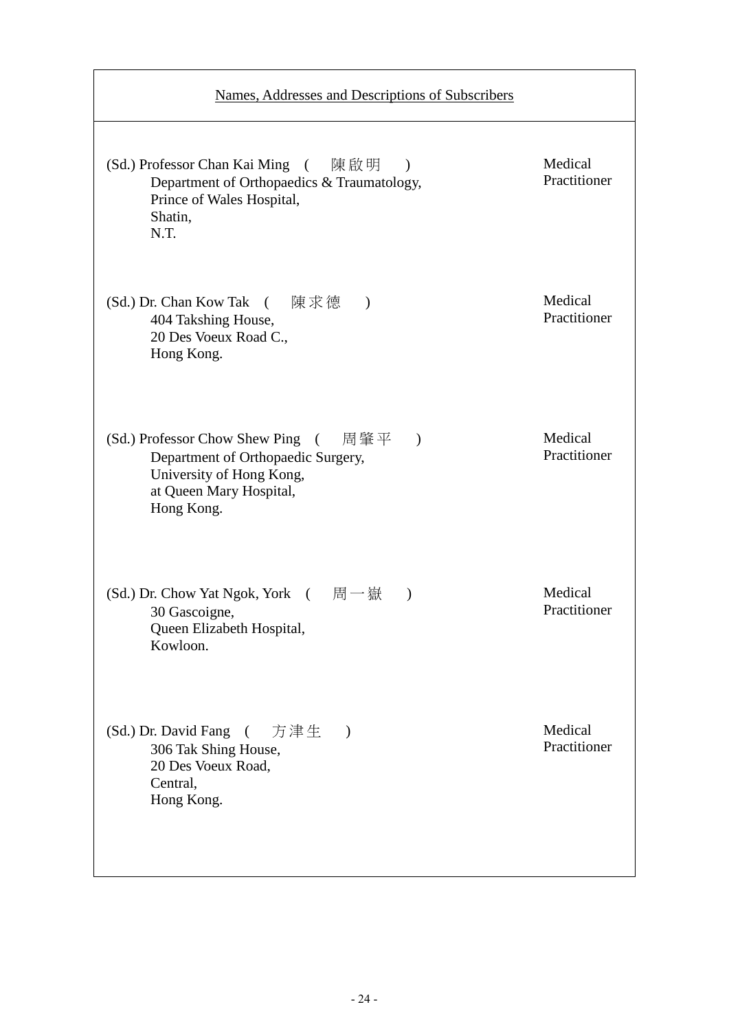| Names, Addresses and Descriptions of Subscribers | |
|---|---|
| (Sd.) Professor Chan Kai Ming ( 陳啟明 )<br>Department of Orthopaedics & Traumatology,<br>Prince of Wales Hospital,<br>Shatin,<br>N.T. | Medical Practitioner |
| (Sd.) Dr. Chan Kow Tak ( 陳求德 )<br>404 Takshing House,<br>20 Des Voeux Road C.,<br>Hong Kong. | Medical Practitioner |
| (Sd.) Professor Chow Shew Ping ( 周肇平 )<br>Department of Orthopaedic Surgery,<br>University of Hong Kong,<br>at Queen Mary Hospital,<br>Hong Kong. | Medical Practitioner |
| (Sd.) Dr. Chow Yat Ngok, York ( 周一嶽 )<br>30 Gascoigne,<br>Queen Elizabeth Hospital,<br>Kowloon. | Medical Practitioner |
| (Sd.) Dr. David Fang ( 方津生 )<br>306 Tak Shing House,<br>20 Des Voeux Road,<br>Central,<br>Hong Kong. | Medical Practitioner |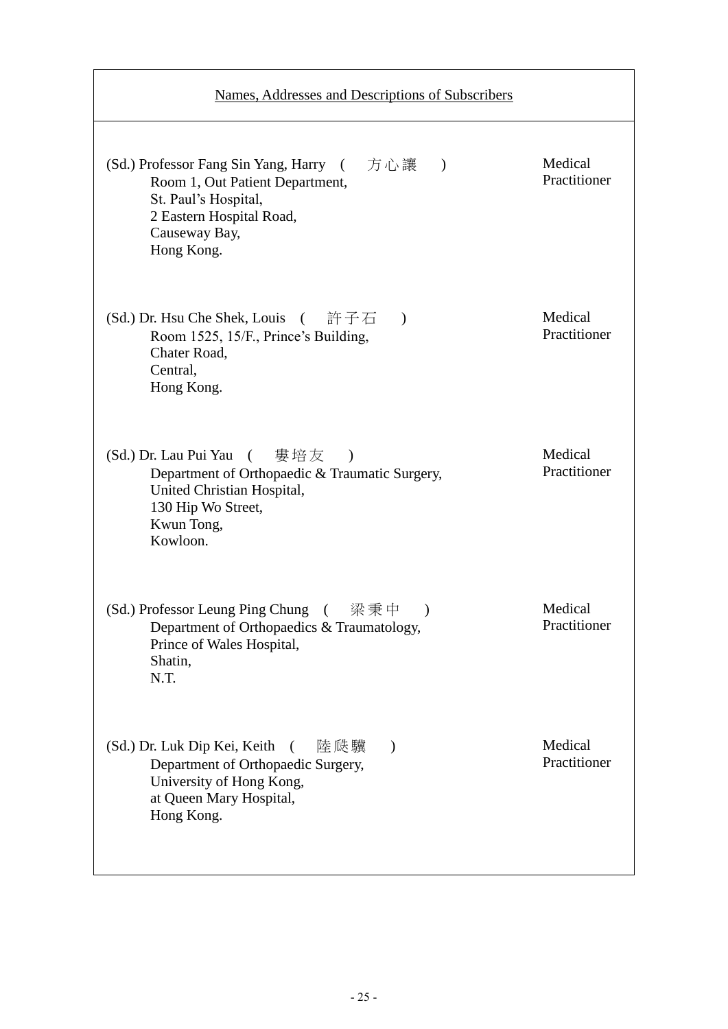<u>Names, Addresses and Descriptions of Subscribers</u>

| | |
|---|---|
| (Sd.) Professor Fang Sin Yang, Harry ( 方心讓 )<br>Room 1, Out Patient Department,<br>St. Paul's Hospital,<br>2 Eastern Hospital Road,<br>Causeway Bay,<br>Hong Kong. | Medical Practitioner |
| (Sd.) Dr. Hsu Che Shek, Louis ( 許子石 )<br>Room 1525, 15/F., Prince's Building,<br>Chater Road,<br>Central,<br>Hong Kong. | Medical Practitioner |
| (Sd.) Dr. Lau Pui Yau ( 婁培友 )<br>Department of Orthopaedic & Traumatic Surgery,<br>United Christian Hospital,<br>130 Hip Wo Street,<br>Kwun Tong,<br>Kowloon. | Medical Practitioner |
| (Sd.) Professor Leung Ping Chung ( 梁秉中 )<br>Department of Orthopaedics & Traumatology,<br>Prince of Wales Hospital,<br>Shatin,<br>N.T. | Medical Practitioner |
| (Sd.) Dr. Luk Dip Kei, Keith ( 陸瓞驥 )<br>Department of Orthopaedic Surgery,<br>University of Hong Kong,<br>at Queen Mary Hospital,<br>Hong Kong. | Medical Practitioner |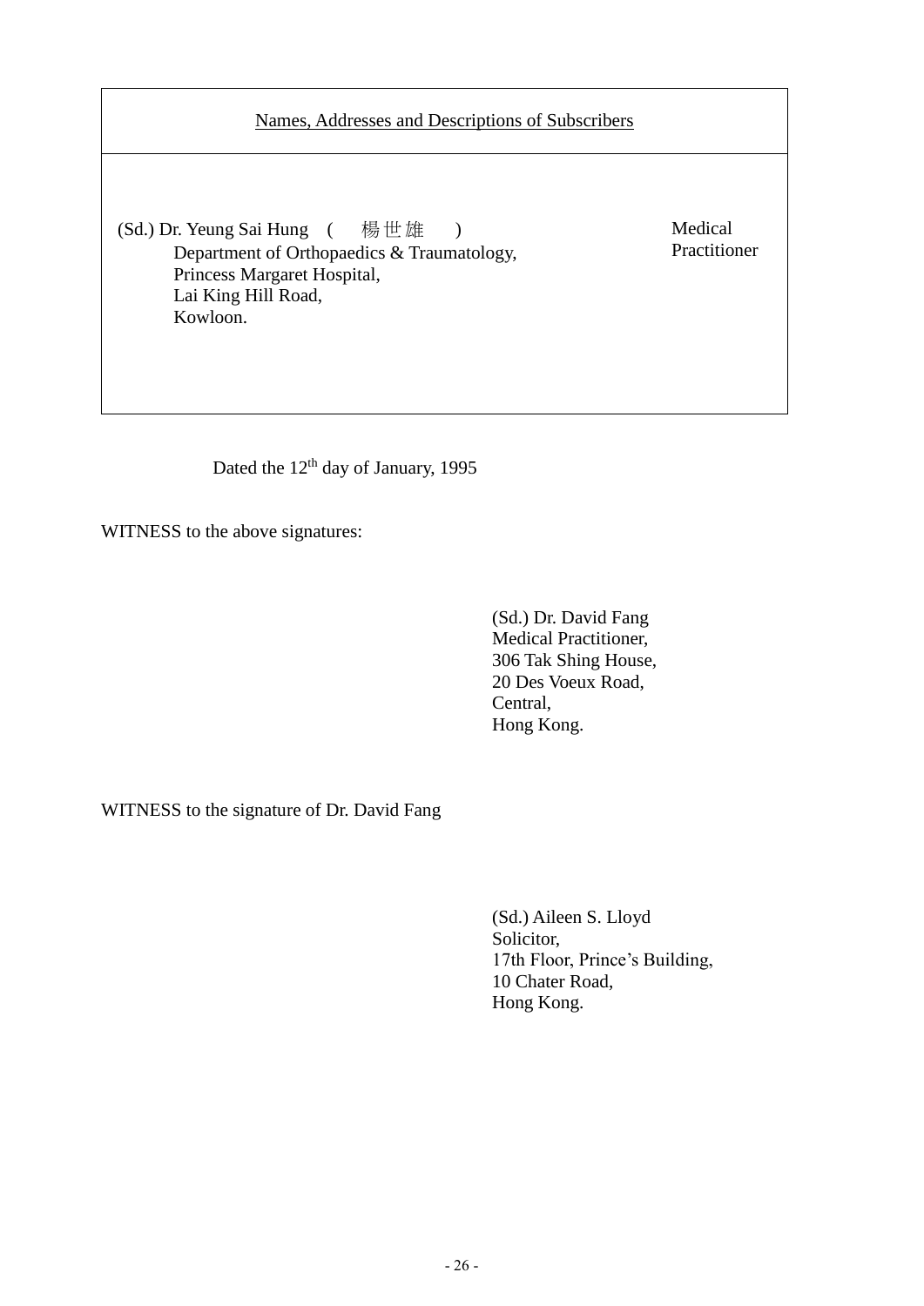| Names, Addresses and Descriptions of Subscribers | |
|---|---|
| (Sd.) Dr. Yeung Sai Hung ( 楊世雄 )<br>Department of Orthopaedics & Traumatology,<br>Princess Margaret Hospital,<br>Lai King Hill Road,<br>Kowloon. | Medical Practitioner |

Dated the 12th day of January, 1995

WITNESS to the above signatures:

(Sd.) Dr. David Fang
Medical Practitioner,
306 Tak Shing House,
20 Des Voeux Road,
Central,
Hong Kong.

WITNESS to the signature of Dr. David Fang

(Sd.) Aileen S. Lloyd
Solicitor,
17th Floor, Prince's Building,
10 Chater Road,
Hong Kong.